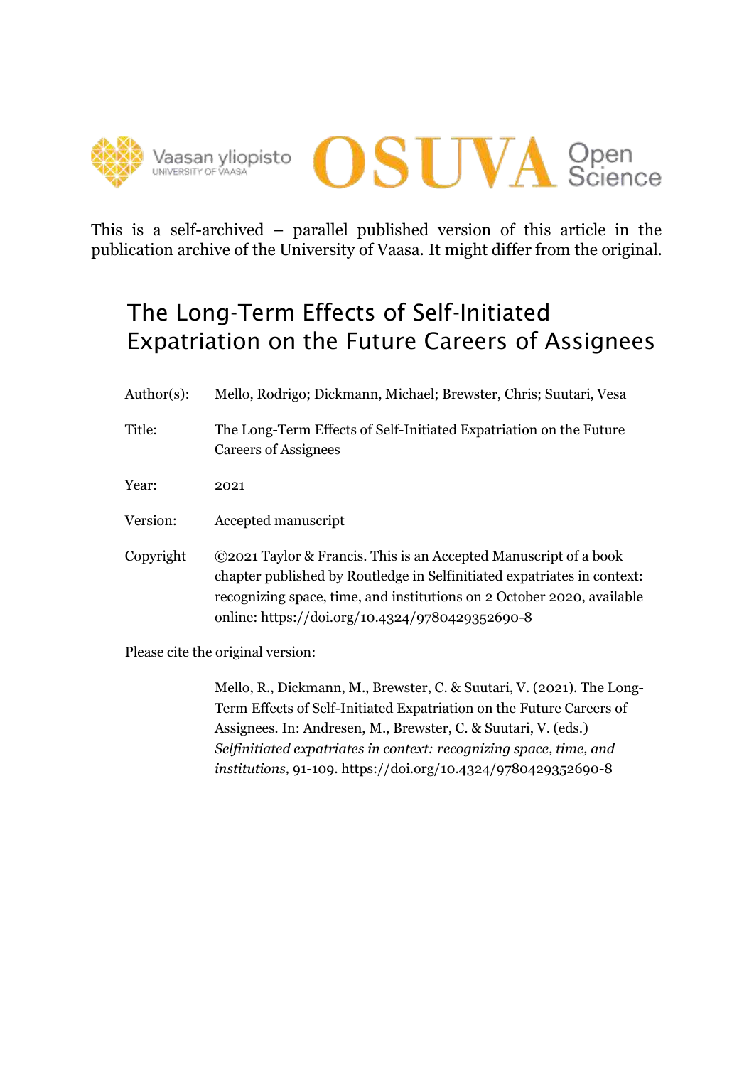This is a self-archived – parallel published version of this article in the publication archive of the University of Vaasa. It might differ from the original.

# The Long-Term Effects of Self-Initiated Expatriation on the Future Careers of Assignees

| | |
|---|---|
| Author(s): | Mello, Rodrigo; Dickmann, Michael; Brewster, Chris; Suutari, Vesa |
| Title: | The Long-Term Effects of Self-Initiated Expatriation on the Future Careers of Assignees |
| Year: | 2021 |
| Version: | Accepted manuscript |
| Copyright | ©2021 Taylor & Francis. This is an Accepted Manuscript of a book chapter published by Routledge in Selfinitiated expatriates in context: recognizing space, time, and institutions on 2 October 2020, available online: https://doi.org/10.4324/9780429352690-8 |

Please cite the original version:

Mello, R., Dickmann, M., Brewster, C. & Suutari, V. (2021). The Long-Term Effects of Self-Initiated Expatriation on the Future Careers of Assignees. In: Andresen, M., Brewster, C. & Suutari, V. (eds.) *Selfinitiated expatriates in context: recognizing space, time, and institutions,* 91-109. https://doi.org/10.4324/9780429352690-8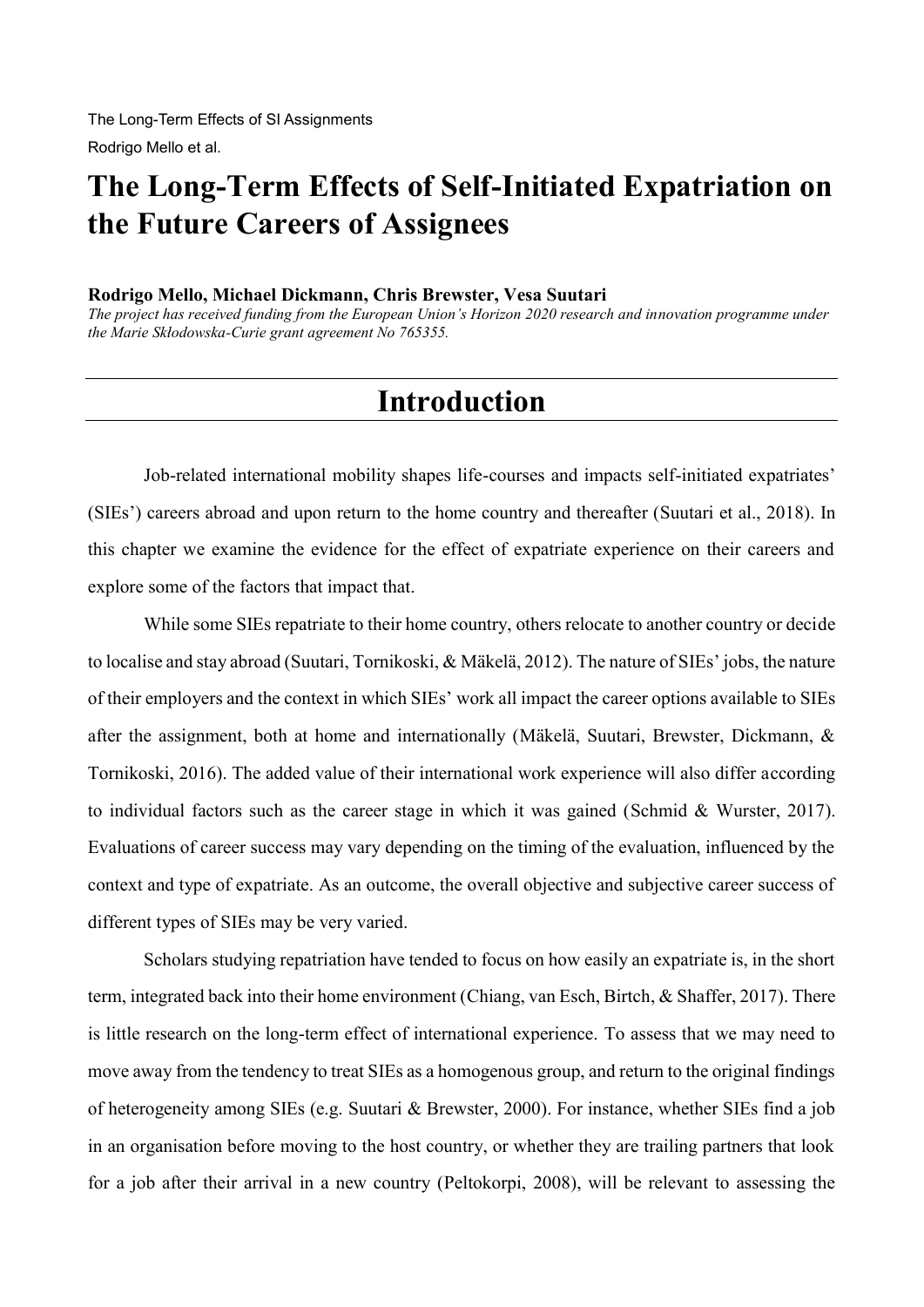# The Long-Term Effects of Self-Initiated Expatriation on the Future Careers of Assignees

**Rodrigo Mello, Michael Dickmann, Chris Brewster, Vesa Suutari**

*The project has received funding from the European Union's Horizon 2020 research and innovation programme under the Marie Skłodowska-Curie grant agreement No 765355.*

## Introduction

Job-related international mobility shapes life-courses and impacts self-initiated expatriates' (SIEs') careers abroad and upon return to the home country and thereafter (Suutari et al., 2018). In this chapter we examine the evidence for the effect of expatriate experience on their careers and explore some of the factors that impact that.

While some SIEs repatriate to their home country, others relocate to another country or decide to localise and stay abroad (Suutari, Tornikoski, & Mäkelä, 2012). The nature of SIEs' jobs, the nature of their employers and the context in which SIEs' work all impact the career options available to SIEs after the assignment, both at home and internationally (Mäkelä, Suutari, Brewster, Dickmann, & Tornikoski, 2016). The added value of their international work experience will also differ according to individual factors such as the career stage in which it was gained (Schmid & Wurster, 2017). Evaluations of career success may vary depending on the timing of the evaluation, influenced by the context and type of expatriate. As an outcome, the overall objective and subjective career success of different types of SIEs may be very varied.

Scholars studying repatriation have tended to focus on how easily an expatriate is, in the short term, integrated back into their home environment (Chiang, van Esch, Birtch, & Shaffer, 2017). There is little research on the long-term effect of international experience. To assess that we may need to move away from the tendency to treat SIEs as a homogenous group, and return to the original findings of heterogeneity among SIEs (e.g. Suutari & Brewster, 2000). For instance, whether SIEs find a job in an organisation before moving to the host country, or whether they are trailing partners that look for a job after their arrival in a new country (Peltokorpi, 2008), will be relevant to assessing the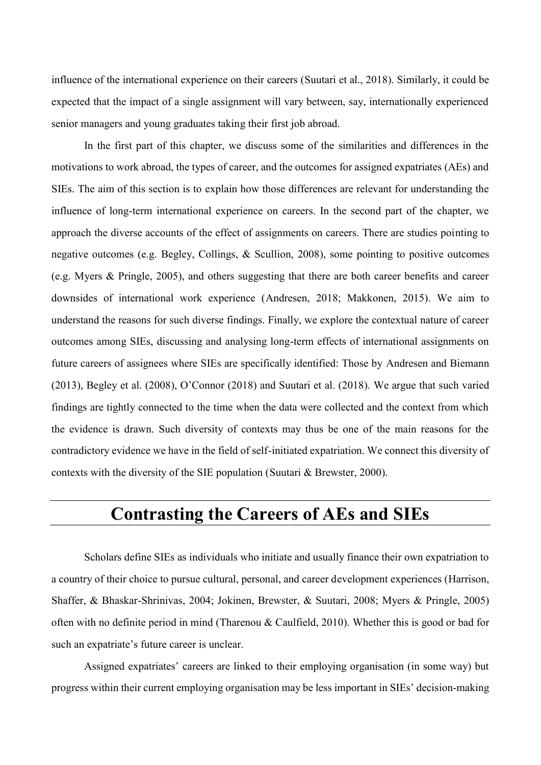influence of the international experience on their careers (Suutari et al., 2018). Similarly, it could be expected that the impact of a single assignment will vary between, say, internationally experienced senior managers and young graduates taking their first job abroad.

In the first part of this chapter, we discuss some of the similarities and differences in the motivations to work abroad, the types of career, and the outcomes for assigned expatriates (AEs) and SIEs. The aim of this section is to explain how those differences are relevant for understanding the influence of long-term international experience on careers. In the second part of the chapter, we approach the diverse accounts of the effect of assignments on careers. There are studies pointing to negative outcomes (e.g. Begley, Collings, & Scullion, 2008), some pointing to positive outcomes (e.g. Myers & Pringle, 2005), and others suggesting that there are both career benefits and career downsides of international work experience (Andresen, 2018; Makkonen, 2015). We aim to understand the reasons for such diverse findings. Finally, we explore the contextual nature of career outcomes among SIEs, discussing and analysing long-term effects of international assignments on future careers of assignees where SIEs are specifically identified: Those by Andresen and Biemann (2013), Begley et al. (2008), O'Connor (2018) and Suutari et al. (2018). We argue that such varied findings are tightly connected to the time when the data were collected and the context from which the evidence is drawn. Such diversity of contexts may thus be one of the main reasons for the contradictory evidence we have in the field of self-initiated expatriation. We connect this diversity of contexts with the diversity of the SIE population (Suutari & Brewster, 2000).

## Contrasting the Careers of AEs and SIEs

Scholars define SIEs as individuals who initiate and usually finance their own expatriation to a country of their choice to pursue cultural, personal, and career development experiences (Harrison, Shaffer, & Bhaskar-Shrinivas, 2004; Jokinen, Brewster, & Suutari, 2008; Myers & Pringle, 2005) often with no definite period in mind (Tharenou & Caulfield, 2010). Whether this is good or bad for such an expatriate's future career is unclear.

Assigned expatriates' careers are linked to their employing organisation (in some way) but progress within their current employing organisation may be less important in SIEs' decision-making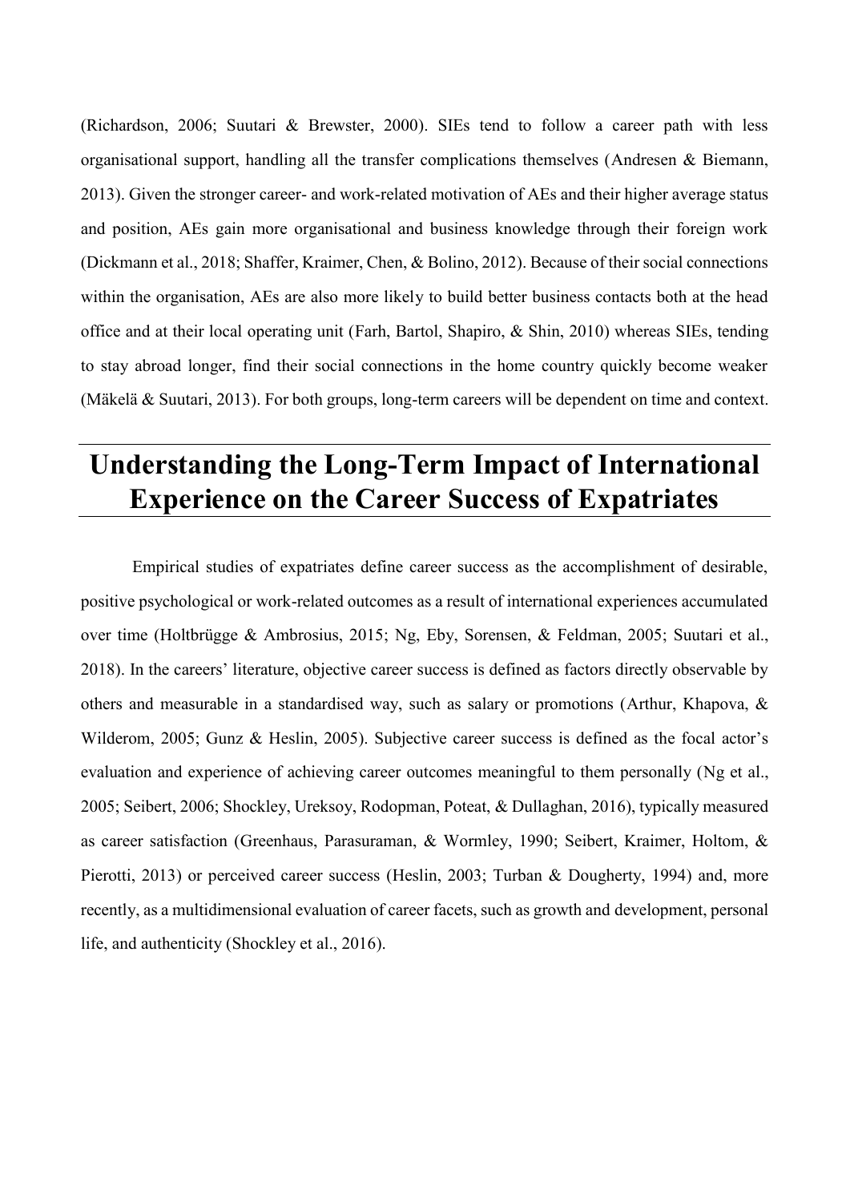(Richardson, 2006; Suutari & Brewster, 2000). SIEs tend to follow a career path with less organisational support, handling all the transfer complications themselves (Andresen & Biemann, 2013). Given the stronger career- and work-related motivation of AEs and their higher average status and position, AEs gain more organisational and business knowledge through their foreign work (Dickmann et al., 2018; Shaffer, Kraimer, Chen, & Bolino, 2012). Because of their social connections within the organisation, AEs are also more likely to build better business contacts both at the head office and at their local operating unit (Farh, Bartol, Shapiro, & Shin, 2010) whereas SIEs, tending to stay abroad longer, find their social connections in the home country quickly become weaker (Mäkelä & Suutari, 2013). For both groups, long-term careers will be dependent on time and context.

# Understanding the Long-Term Impact of International Experience on the Career Success of Expatriates

Empirical studies of expatriates define career success as the accomplishment of desirable, positive psychological or work-related outcomes as a result of international experiences accumulated over time (Holtbrügge & Ambrosius, 2015; Ng, Eby, Sorensen, & Feldman, 2005; Suutari et al., 2018). In the careers' literature, objective career success is defined as factors directly observable by others and measurable in a standardised way, such as salary or promotions (Arthur, Khapova, & Wilderom, 2005; Gunz & Heslin, 2005). Subjective career success is defined as the focal actor's evaluation and experience of achieving career outcomes meaningful to them personally (Ng et al., 2005; Seibert, 2006; Shockley, Ureksoy, Rodopman, Poteat, & Dullaghan, 2016), typically measured as career satisfaction (Greenhaus, Parasuraman, & Wormley, 1990; Seibert, Kraimer, Holtom, & Pierotti, 2013) or perceived career success (Heslin, 2003; Turban & Dougherty, 1994) and, more recently, as a multidimensional evaluation of career facets, such as growth and development, personal life, and authenticity (Shockley et al., 2016).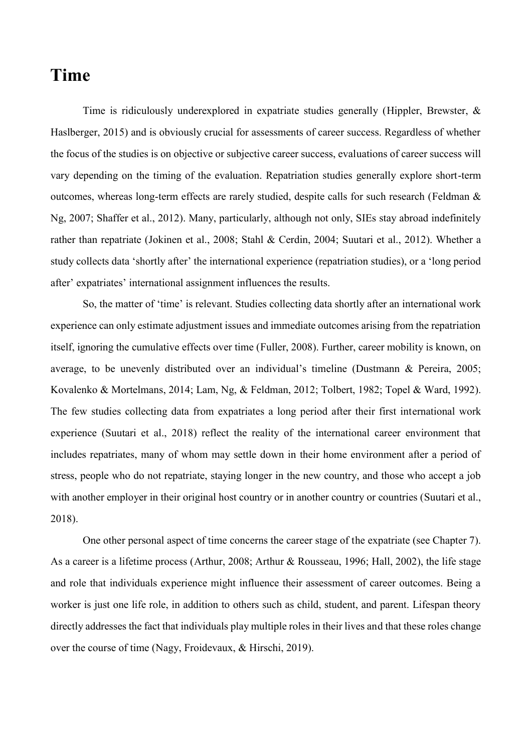# Time

Time is ridiculously underexplored in expatriate studies generally (Hippler, Brewster, & Haslberger, 2015) and is obviously crucial for assessments of career success. Regardless of whether the focus of the studies is on objective or subjective career success, evaluations of career success will vary depending on the timing of the evaluation. Repatriation studies generally explore short-term outcomes, whereas long-term effects are rarely studied, despite calls for such research (Feldman & Ng, 2007; Shaffer et al., 2012). Many, particularly, although not only, SIEs stay abroad indefinitely rather than repatriate (Jokinen et al., 2008; Stahl & Cerdin, 2004; Suutari et al., 2012). Whether a study collects data 'shortly after' the international experience (repatriation studies), or a 'long period after' expatriates' international assignment influences the results.

So, the matter of 'time' is relevant. Studies collecting data shortly after an international work experience can only estimate adjustment issues and immediate outcomes arising from the repatriation itself, ignoring the cumulative effects over time (Fuller, 2008). Further, career mobility is known, on average, to be unevenly distributed over an individual's timeline (Dustmann & Pereira, 2005; Kovalenko & Mortelmans, 2014; Lam, Ng, & Feldman, 2012; Tolbert, 1982; Topel & Ward, 1992). The few studies collecting data from expatriates a long period after their first international work experience (Suutari et al., 2018) reflect the reality of the international career environment that includes repatriates, many of whom may settle down in their home environment after a period of stress, people who do not repatriate, staying longer in the new country, and those who accept a job with another employer in their original host country or in another country or countries (Suutari et al., 2018).

One other personal aspect of time concerns the career stage of the expatriate (see Chapter 7). As a career is a lifetime process (Arthur, 2008; Arthur & Rousseau, 1996; Hall, 2002), the life stage and role that individuals experience might influence their assessment of career outcomes. Being a worker is just one life role, in addition to others such as child, student, and parent. Lifespan theory directly addresses the fact that individuals play multiple roles in their lives and that these roles change over the course of time (Nagy, Froidevaux, & Hirschi, 2019).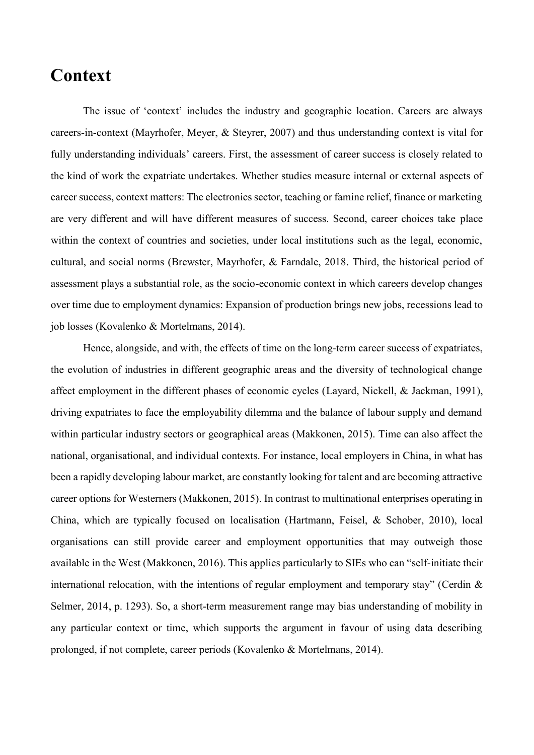# Context

The issue of 'context' includes the industry and geographic location. Careers are always careers-in-context (Mayrhofer, Meyer, & Steyrer, 2007) and thus understanding context is vital for fully understanding individuals' careers. First, the assessment of career success is closely related to the kind of work the expatriate undertakes. Whether studies measure internal or external aspects of career success, context matters: The electronics sector, teaching or famine relief, finance or marketing are very different and will have different measures of success. Second, career choices take place within the context of countries and societies, under local institutions such as the legal, economic, cultural, and social norms (Brewster, Mayrhofer, & Farndale, 2018. Third, the historical period of assessment plays a substantial role, as the socio-economic context in which careers develop changes over time due to employment dynamics: Expansion of production brings new jobs, recessions lead to job losses (Kovalenko & Mortelmans, 2014).

Hence, alongside, and with, the effects of time on the long-term career success of expatriates, the evolution of industries in different geographic areas and the diversity of technological change affect employment in the different phases of economic cycles (Layard, Nickell, & Jackman, 1991), driving expatriates to face the employability dilemma and the balance of labour supply and demand within particular industry sectors or geographical areas (Makkonen, 2015). Time can also affect the national, organisational, and individual contexts. For instance, local employers in China, in what has been a rapidly developing labour market, are constantly looking for talent and are becoming attractive career options for Westerners (Makkonen, 2015). In contrast to multinational enterprises operating in China, which are typically focused on localisation (Hartmann, Feisel, & Schober, 2010), local organisations can still provide career and employment opportunities that may outweigh those available in the West (Makkonen, 2016). This applies particularly to SIEs who can "self-initiate their international relocation, with the intentions of regular employment and temporary stay" (Cerdin & Selmer, 2014, p. 1293). So, a short-term measurement range may bias understanding of mobility in any particular context or time, which supports the argument in favour of using data describing prolonged, if not complete, career periods (Kovalenko & Mortelmans, 2014).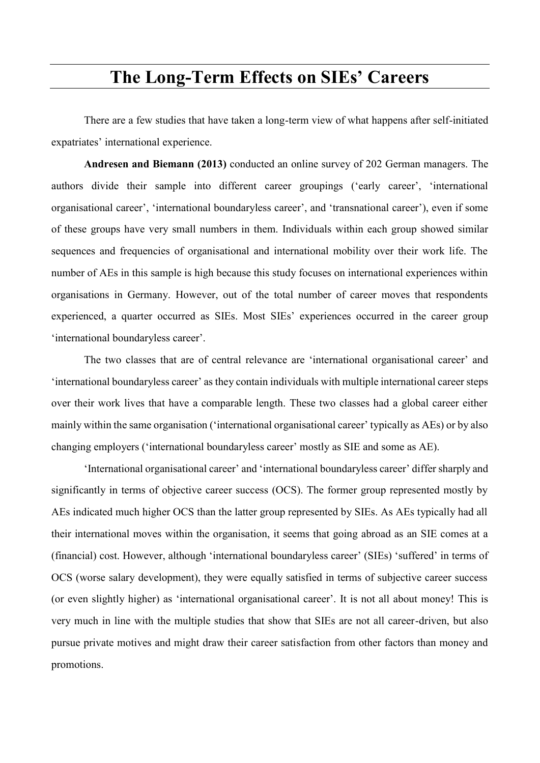# The Long-Term Effects on SIEs' Careers

There are a few studies that have taken a long-term view of what happens after self-initiated expatriates' international experience.

**Andresen and Biemann (2013)** conducted an online survey of 202 German managers. The authors divide their sample into different career groupings ('early career', 'international organisational career', 'international boundaryless career', and 'transnational career'), even if some of these groups have very small numbers in them. Individuals within each group showed similar sequences and frequencies of organisational and international mobility over their work life. The number of AEs in this sample is high because this study focuses on international experiences within organisations in Germany. However, out of the total number of career moves that respondents experienced, a quarter occurred as SIEs. Most SIEs' experiences occurred in the career group 'international boundaryless career'.

The two classes that are of central relevance are 'international organisational career' and 'international boundaryless career' as they contain individuals with multiple international career steps over their work lives that have a comparable length. These two classes had a global career either mainly within the same organisation ('international organisational career' typically as AEs) or by also changing employers ('international boundaryless career' mostly as SIE and some as AE).

'International organisational career' and 'international boundaryless career' differ sharply and significantly in terms of objective career success (OCS). The former group represented mostly by AEs indicated much higher OCS than the latter group represented by SIEs. As AEs typically had all their international moves within the organisation, it seems that going abroad as an SIE comes at a (financial) cost. However, although 'international boundaryless career' (SIEs) 'suffered' in terms of OCS (worse salary development), they were equally satisfied in terms of subjective career success (or even slightly higher) as 'international organisational career'. It is not all about money! This is very much in line with the multiple studies that show that SIEs are not all career-driven, but also pursue private motives and might draw their career satisfaction from other factors than money and promotions.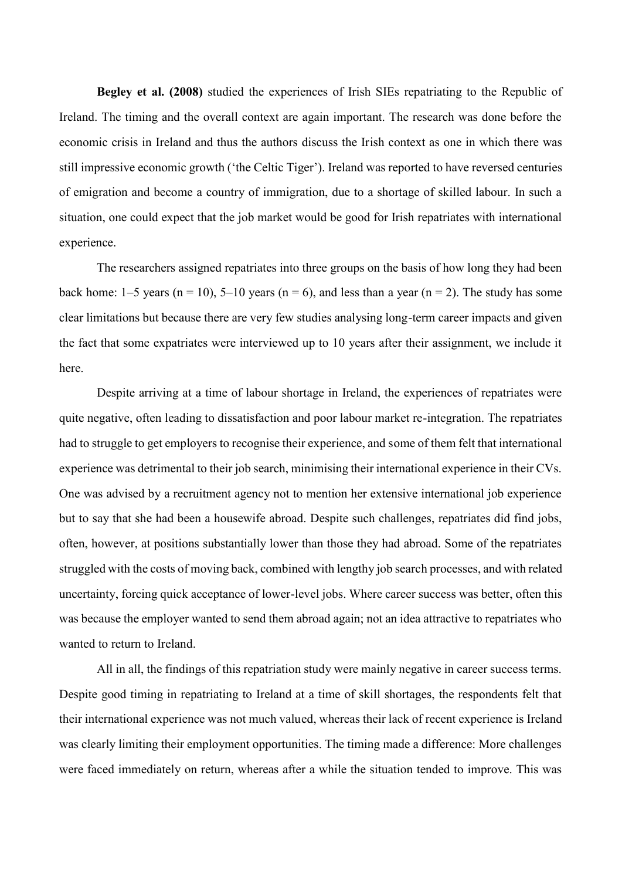**Begley et al. (2008)** studied the experiences of Irish SIEs repatriating to the Republic of Ireland. The timing and the overall context are again important. The research was done before the economic crisis in Ireland and thus the authors discuss the Irish context as one in which there was still impressive economic growth ('the Celtic Tiger'). Ireland was reported to have reversed centuries of emigration and become a country of immigration, due to a shortage of skilled labour. In such a situation, one could expect that the job market would be good for Irish repatriates with international experience.

The researchers assigned repatriates into three groups on the basis of how long they had been back home: 1–5 years (n = 10), 5–10 years (n = 6), and less than a year (n = 2). The study has some clear limitations but because there are very few studies analysing long-term career impacts and given the fact that some expatriates were interviewed up to 10 years after their assignment, we include it here.

Despite arriving at a time of labour shortage in Ireland, the experiences of repatriates were quite negative, often leading to dissatisfaction and poor labour market re-integration. The repatriates had to struggle to get employers to recognise their experience, and some of them felt that international experience was detrimental to their job search, minimising their international experience in their CVs. One was advised by a recruitment agency not to mention her extensive international job experience but to say that she had been a housewife abroad. Despite such challenges, repatriates did find jobs, often, however, at positions substantially lower than those they had abroad. Some of the repatriates struggled with the costs of moving back, combined with lengthy job search processes, and with related uncertainty, forcing quick acceptance of lower-level jobs. Where career success was better, often this was because the employer wanted to send them abroad again; not an idea attractive to repatriates who wanted to return to Ireland.

All in all, the findings of this repatriation study were mainly negative in career success terms. Despite good timing in repatriating to Ireland at a time of skill shortages, the respondents felt that their international experience was not much valued, whereas their lack of recent experience is Ireland was clearly limiting their employment opportunities. The timing made a difference: More challenges were faced immediately on return, whereas after a while the situation tended to improve. This was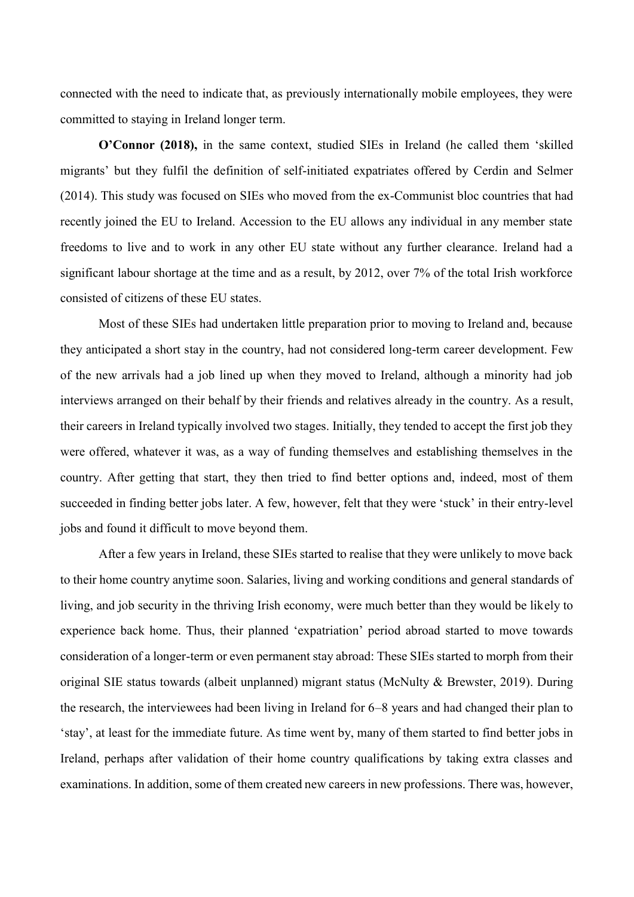connected with the need to indicate that, as previously internationally mobile employees, they were committed to staying in Ireland longer term.

**O'Connor (2018),** in the same context, studied SIEs in Ireland (he called them 'skilled migrants' but they fulfil the definition of self-initiated expatriates offered by Cerdin and Selmer (2014). This study was focused on SIEs who moved from the ex-Communist bloc countries that had recently joined the EU to Ireland. Accession to the EU allows any individual in any member state freedoms to live and to work in any other EU state without any further clearance. Ireland had a significant labour shortage at the time and as a result, by 2012, over 7% of the total Irish workforce consisted of citizens of these EU states.

Most of these SIEs had undertaken little preparation prior to moving to Ireland and, because they anticipated a short stay in the country, had not considered long-term career development. Few of the new arrivals had a job lined up when they moved to Ireland, although a minority had job interviews arranged on their behalf by their friends and relatives already in the country. As a result, their careers in Ireland typically involved two stages. Initially, they tended to accept the first job they were offered, whatever it was, as a way of funding themselves and establishing themselves in the country. After getting that start, they then tried to find better options and, indeed, most of them succeeded in finding better jobs later. A few, however, felt that they were 'stuck' in their entry-level jobs and found it difficult to move beyond them.

After a few years in Ireland, these SIEs started to realise that they were unlikely to move back to their home country anytime soon. Salaries, living and working conditions and general standards of living, and job security in the thriving Irish economy, were much better than they would be likely to experience back home. Thus, their planned 'expatriation' period abroad started to move towards consideration of a longer-term or even permanent stay abroad: These SIEs started to morph from their original SIE status towards (albeit unplanned) migrant status (McNulty & Brewster, 2019). During the research, the interviewees had been living in Ireland for 6–8 years and had changed their plan to 'stay', at least for the immediate future. As time went by, many of them started to find better jobs in Ireland, perhaps after validation of their home country qualifications by taking extra classes and examinations. In addition, some of them created new careers in new professions. There was, however,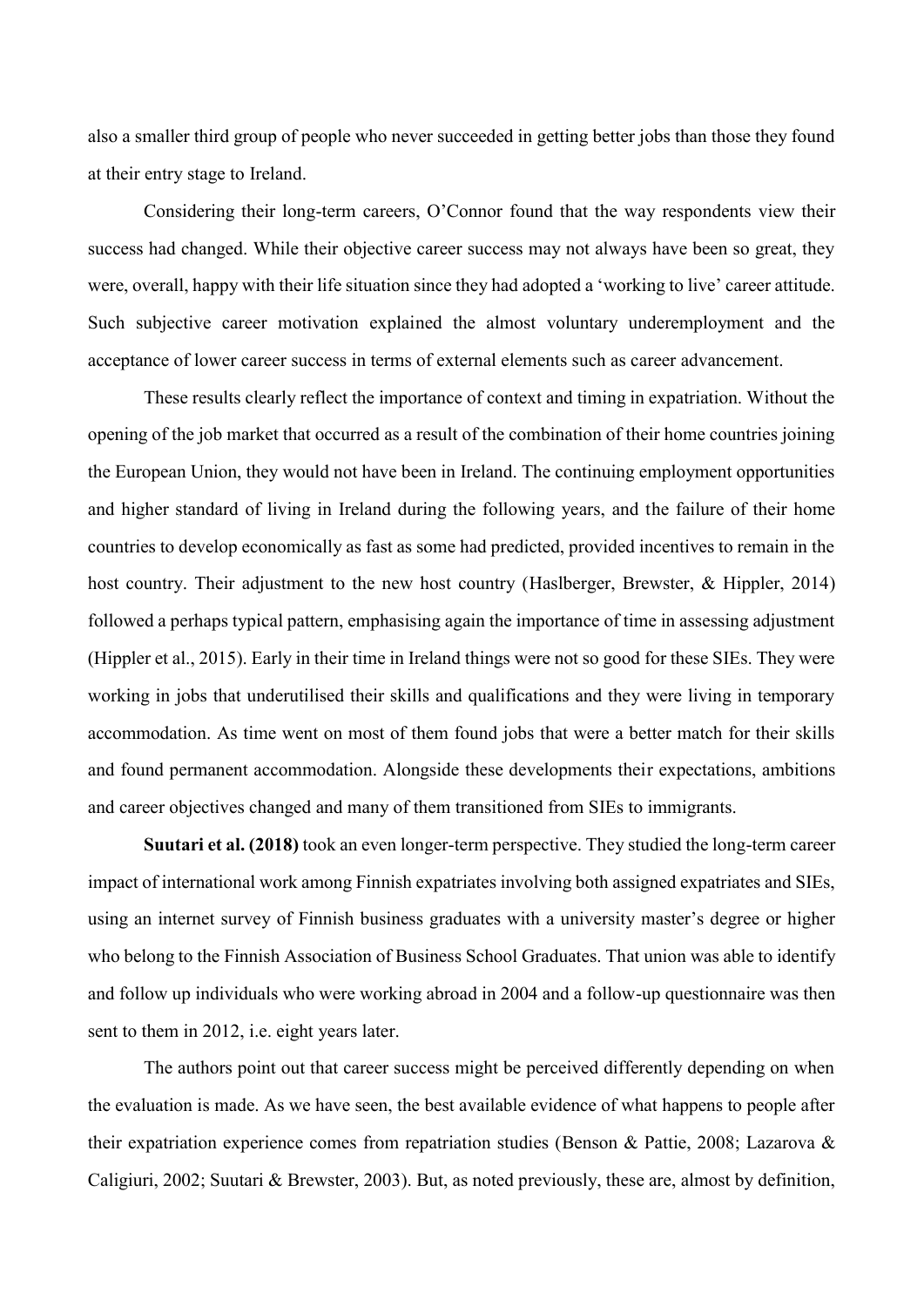also a smaller third group of people who never succeeded in getting better jobs than those they found at their entry stage to Ireland.

Considering their long-term careers, O'Connor found that the way respondents view their success had changed. While their objective career success may not always have been so great, they were, overall, happy with their life situation since they had adopted a 'working to live' career attitude. Such subjective career motivation explained the almost voluntary underemployment and the acceptance of lower career success in terms of external elements such as career advancement.

These results clearly reflect the importance of context and timing in expatriation. Without the opening of the job market that occurred as a result of the combination of their home countries joining the European Union, they would not have been in Ireland. The continuing employment opportunities and higher standard of living in Ireland during the following years, and the failure of their home countries to develop economically as fast as some had predicted, provided incentives to remain in the host country. Their adjustment to the new host country (Haslberger, Brewster, & Hippler, 2014) followed a perhaps typical pattern, emphasising again the importance of time in assessing adjustment (Hippler et al., 2015). Early in their time in Ireland things were not so good for these SIEs. They were working in jobs that underutilised their skills and qualifications and they were living in temporary accommodation. As time went on most of them found jobs that were a better match for their skills and found permanent accommodation. Alongside these developments their expectations, ambitions and career objectives changed and many of them transitioned from SIEs to immigrants.

**Suutari et al. (2018)** took an even longer-term perspective. They studied the long-term career impact of international work among Finnish expatriates involving both assigned expatriates and SIEs, using an internet survey of Finnish business graduates with a university master's degree or higher who belong to the Finnish Association of Business School Graduates. That union was able to identify and follow up individuals who were working abroad in 2004 and a follow-up questionnaire was then sent to them in 2012, i.e. eight years later.

The authors point out that career success might be perceived differently depending on when the evaluation is made. As we have seen, the best available evidence of what happens to people after their expatriation experience comes from repatriation studies (Benson & Pattie, 2008; Lazarova & Caligiuri, 2002; Suutari & Brewster, 2003). But, as noted previously, these are, almost by definition,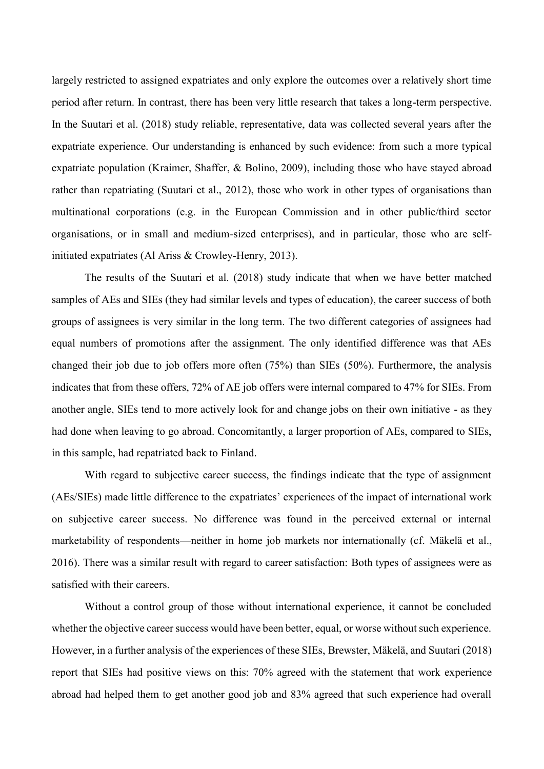largely restricted to assigned expatriates and only explore the outcomes over a relatively short time period after return. In contrast, there has been very little research that takes a long-term perspective. In the Suutari et al. (2018) study reliable, representative, data was collected several years after the expatriate experience. Our understanding is enhanced by such evidence: from such a more typical expatriate population (Kraimer, Shaffer, & Bolino, 2009), including those who have stayed abroad rather than repatriating (Suutari et al., 2012), those who work in other types of organisations than multinational corporations (e.g. in the European Commission and in other public/third sector organisations, or in small and medium-sized enterprises), and in particular, those who are self-initiated expatriates (Al Ariss & Crowley-Henry, 2013).

The results of the Suutari et al. (2018) study indicate that when we have better matched samples of AEs and SIEs (they had similar levels and types of education), the career success of both groups of assignees is very similar in the long term. The two different categories of assignees had equal numbers of promotions after the assignment. The only identified difference was that AEs changed their job due to job offers more often (75%) than SIEs (50%). Furthermore, the analysis indicates that from these offers, 72% of AE job offers were internal compared to 47% for SIEs. From another angle, SIEs tend to more actively look for and change jobs on their own initiative - as they had done when leaving to go abroad. Concomitantly, a larger proportion of AEs, compared to SIEs, in this sample, had repatriated back to Finland.

With regard to subjective career success, the findings indicate that the type of assignment (AEs/SIEs) made little difference to the expatriates' experiences of the impact of international work on subjective career success. No difference was found in the perceived external or internal marketability of respondents—neither in home job markets nor internationally (cf. Mäkelä et al., 2016). There was a similar result with regard to career satisfaction: Both types of assignees were as satisfied with their careers.

Without a control group of those without international experience, it cannot be concluded whether the objective career success would have been better, equal, or worse without such experience. However, in a further analysis of the experiences of these SIEs, Brewster, Mäkelä, and Suutari (2018) report that SIEs had positive views on this: 70% agreed with the statement that work experience abroad had helped them to get another good job and 83% agreed that such experience had overall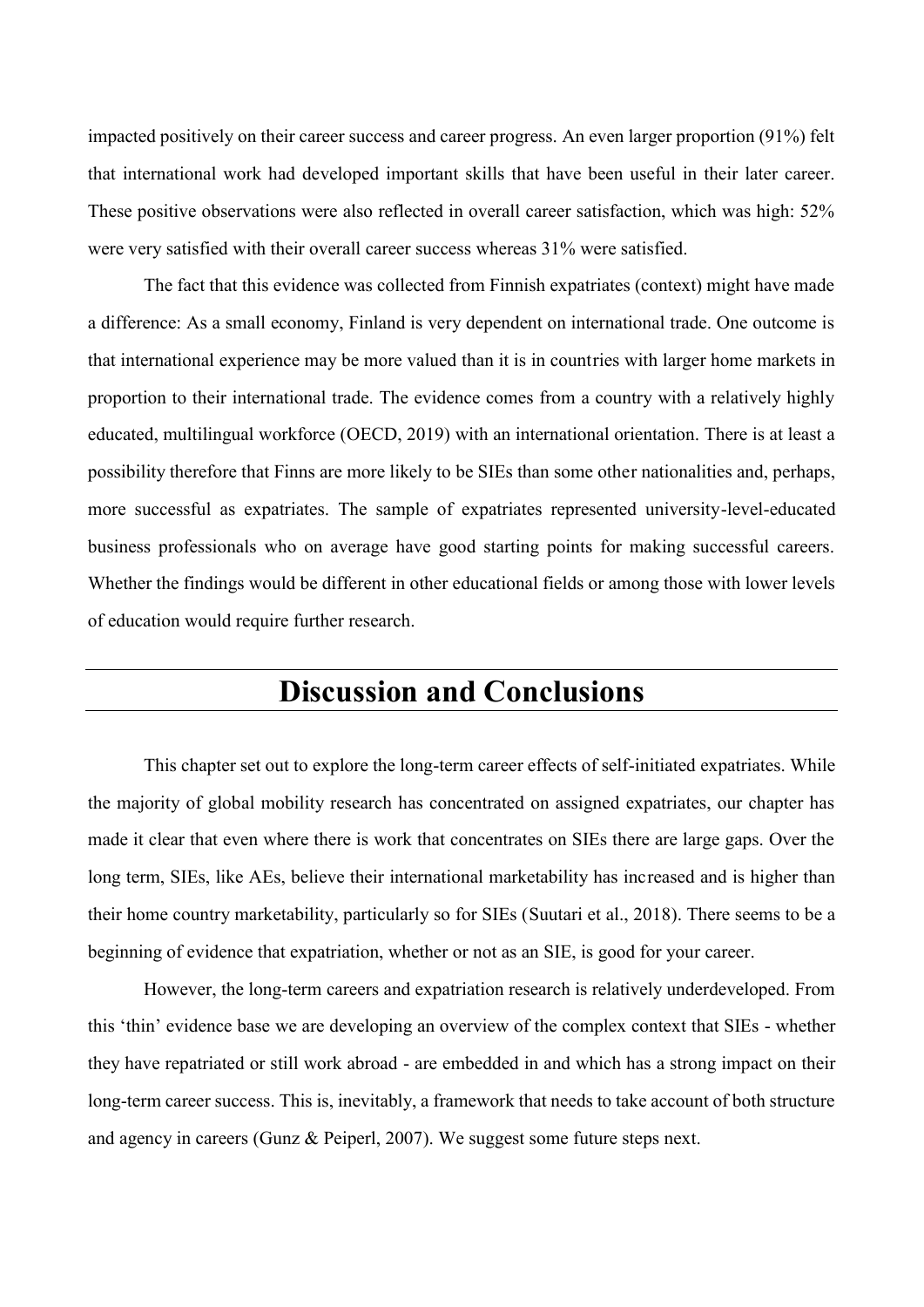impacted positively on their career success and career progress. An even larger proportion (91%) felt that international work had developed important skills that have been useful in their later career. These positive observations were also reflected in overall career satisfaction, which was high: 52% were very satisfied with their overall career success whereas 31% were satisfied.

The fact that this evidence was collected from Finnish expatriates (context) might have made a difference: As a small economy, Finland is very dependent on international trade. One outcome is that international experience may be more valued than it is in countries with larger home markets in proportion to their international trade. The evidence comes from a country with a relatively highly educated, multilingual workforce (OECD, 2019) with an international orientation. There is at least a possibility therefore that Finns are more likely to be SIEs than some other nationalities and, perhaps, more successful as expatriates. The sample of expatriates represented university-level-educated business professionals who on average have good starting points for making successful careers. Whether the findings would be different in other educational fields or among those with lower levels of education would require further research.

## Discussion and Conclusions

This chapter set out to explore the long-term career effects of self-initiated expatriates. While the majority of global mobility research has concentrated on assigned expatriates, our chapter has made it clear that even where there is work that concentrates on SIEs there are large gaps. Over the long term, SIEs, like AEs, believe their international marketability has increased and is higher than their home country marketability, particularly so for SIEs (Suutari et al., 2018). There seems to be a beginning of evidence that expatriation, whether or not as an SIE, is good for your career.

However, the long-term careers and expatriation research is relatively underdeveloped. From this 'thin' evidence base we are developing an overview of the complex context that SIEs - whether they have repatriated or still work abroad - are embedded in and which has a strong impact on their long-term career success. This is, inevitably, a framework that needs to take account of both structure and agency in careers (Gunz & Peiperl, 2007). We suggest some future steps next.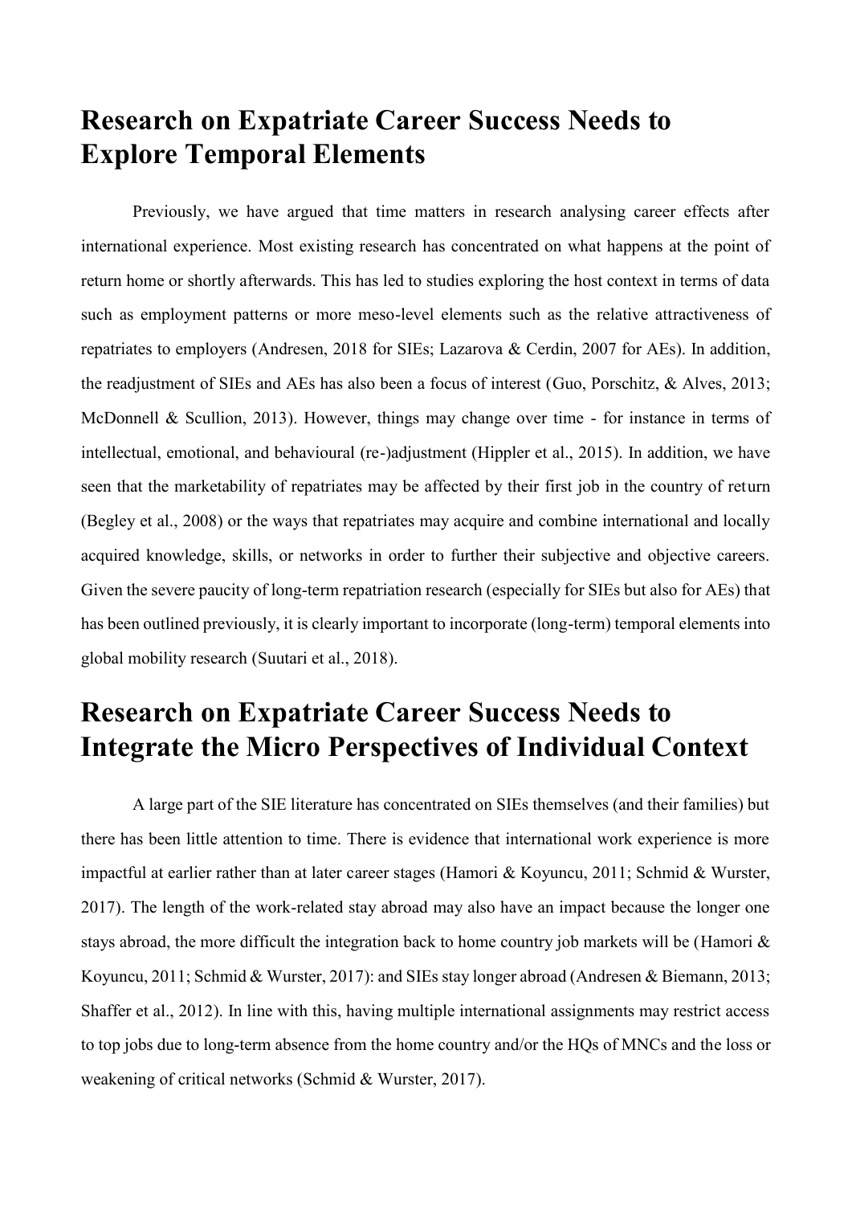## Research on Expatriate Career Success Needs to Explore Temporal Elements

Previously, we have argued that time matters in research analysing career effects after international experience. Most existing research has concentrated on what happens at the point of return home or shortly afterwards. This has led to studies exploring the host context in terms of data such as employment patterns or more meso-level elements such as the relative attractiveness of repatriates to employers (Andresen, 2018 for SIEs; Lazarova & Cerdin, 2007 for AEs). In addition, the readjustment of SIEs and AEs has also been a focus of interest (Guo, Porschitz, & Alves, 2013; McDonnell & Scullion, 2013). However, things may change over time - for instance in terms of intellectual, emotional, and behavioural (re-)adjustment (Hippler et al., 2015). In addition, we have seen that the marketability of repatriates may be affected by their first job in the country of return (Begley et al., 2008) or the ways that repatriates may acquire and combine international and locally acquired knowledge, skills, or networks in order to further their subjective and objective careers. Given the severe paucity of long-term repatriation research (especially for SIEs but also for AEs) that has been outlined previously, it is clearly important to incorporate (long-term) temporal elements into global mobility research (Suutari et al., 2018).

## Research on Expatriate Career Success Needs to Integrate the Micro Perspectives of Individual Context

A large part of the SIE literature has concentrated on SIEs themselves (and their families) but there has been little attention to time. There is evidence that international work experience is more impactful at earlier rather than at later career stages (Hamori & Koyuncu, 2011; Schmid & Wurster, 2017). The length of the work-related stay abroad may also have an impact because the longer one stays abroad, the more difficult the integration back to home country job markets will be (Hamori & Koyuncu, 2011; Schmid & Wurster, 2017): and SIEs stay longer abroad (Andresen & Biemann, 2013; Shaffer et al., 2012). In line with this, having multiple international assignments may restrict access to top jobs due to long-term absence from the home country and/or the HQs of MNCs and the loss or weakening of critical networks (Schmid & Wurster, 2017).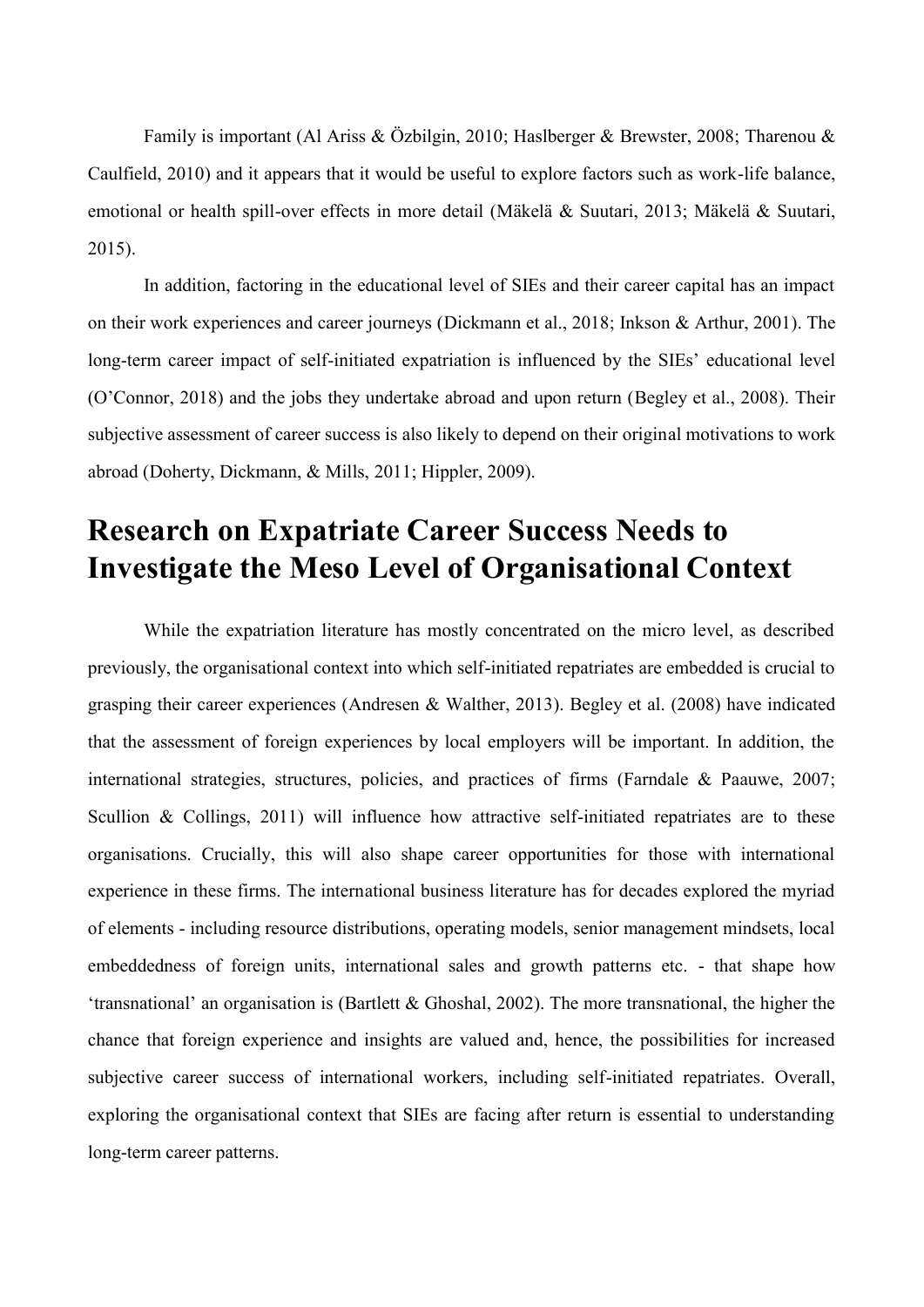Family is important (Al Ariss & Özbilgin, 2010; Haslberger & Brewster, 2008; Tharenou & Caulfield, 2010) and it appears that it would be useful to explore factors such as work-life balance, emotional or health spill-over effects in more detail (Mäkelä & Suutari, 2013; Mäkelä & Suutari, 2015).

In addition, factoring in the educational level of SIEs and their career capital has an impact on their work experiences and career journeys (Dickmann et al., 2018; Inkson & Arthur, 2001). The long-term career impact of self-initiated expatriation is influenced by the SIEs' educational level (O'Connor, 2018) and the jobs they undertake abroad and upon return (Begley et al., 2008). Their subjective assessment of career success is also likely to depend on their original motivations to work abroad (Doherty, Dickmann, & Mills, 2011; Hippler, 2009).

# Research on Expatriate Career Success Needs to Investigate the Meso Level of Organisational Context

While the expatriation literature has mostly concentrated on the micro level, as described previously, the organisational context into which self-initiated repatriates are embedded is crucial to grasping their career experiences (Andresen & Walther, 2013). Begley et al. (2008) have indicated that the assessment of foreign experiences by local employers will be important. In addition, the international strategies, structures, policies, and practices of firms (Farndale & Paauwe, 2007; Scullion & Collings, 2011) will influence how attractive self-initiated repatriates are to these organisations. Crucially, this will also shape career opportunities for those with international experience in these firms. The international business literature has for decades explored the myriad of elements - including resource distributions, operating models, senior management mindsets, local embeddedness of foreign units, international sales and growth patterns etc. - that shape how 'transnational' an organisation is (Bartlett & Ghoshal, 2002). The more transnational, the higher the chance that foreign experience and insights are valued and, hence, the possibilities for increased subjective career success of international workers, including self-initiated repatriates. Overall, exploring the organisational context that SIEs are facing after return is essential to understanding long-term career patterns.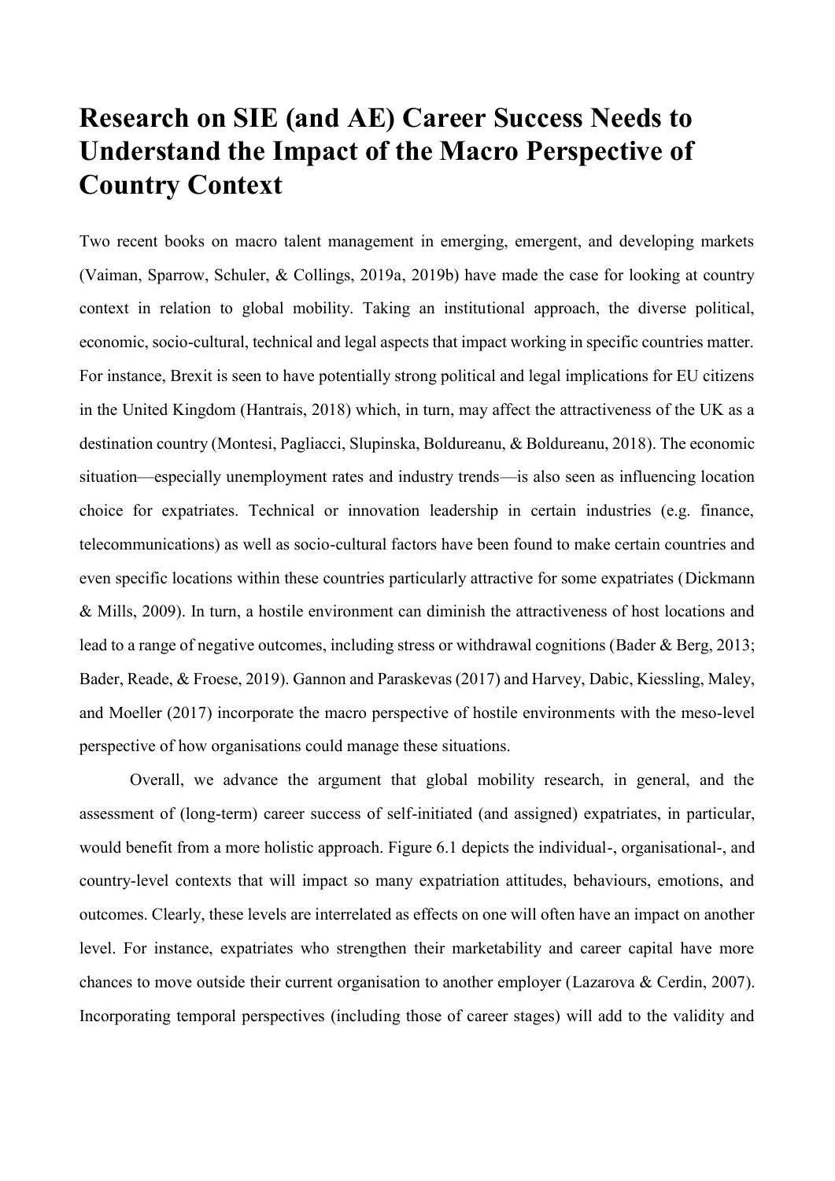# Research on SIE (and AE) Career Success Needs to Understand the Impact of the Macro Perspective of Country Context

Two recent books on macro talent management in emerging, emergent, and developing markets (Vaiman, Sparrow, Schuler, & Collings, 2019a, 2019b) have made the case for looking at country context in relation to global mobility. Taking an institutional approach, the diverse political, economic, socio-cultural, technical and legal aspects that impact working in specific countries matter. For instance, Brexit is seen to have potentially strong political and legal implications for EU citizens in the United Kingdom (Hantrais, 2018) which, in turn, may affect the attractiveness of the UK as a destination country (Montesi, Pagliacci, Slupinska, Boldureanu, & Boldureanu, 2018). The economic situation—especially unemployment rates and industry trends—is also seen as influencing location choice for expatriates. Technical or innovation leadership in certain industries (e.g. finance, telecommunications) as well as socio-cultural factors have been found to make certain countries and even specific locations within these countries particularly attractive for some expatriates (Dickmann & Mills, 2009). In turn, a hostile environment can diminish the attractiveness of host locations and lead to a range of negative outcomes, including stress or withdrawal cognitions (Bader & Berg, 2013; Bader, Reade, & Froese, 2019). Gannon and Paraskevas (2017) and Harvey, Dabic, Kiessling, Maley, and Moeller (2017) incorporate the macro perspective of hostile environments with the meso-level perspective of how organisations could manage these situations.

Overall, we advance the argument that global mobility research, in general, and the assessment of (long-term) career success of self-initiated (and assigned) expatriates, in particular, would benefit from a more holistic approach. Figure 6.1 depicts the individual-, organisational-, and country-level contexts that will impact so many expatriation attitudes, behaviours, emotions, and outcomes. Clearly, these levels are interrelated as effects on one will often have an impact on another level. For instance, expatriates who strengthen their marketability and career capital have more chances to move outside their current organisation to another employer (Lazarova & Cerdin, 2007). Incorporating temporal perspectives (including those of career stages) will add to the validity and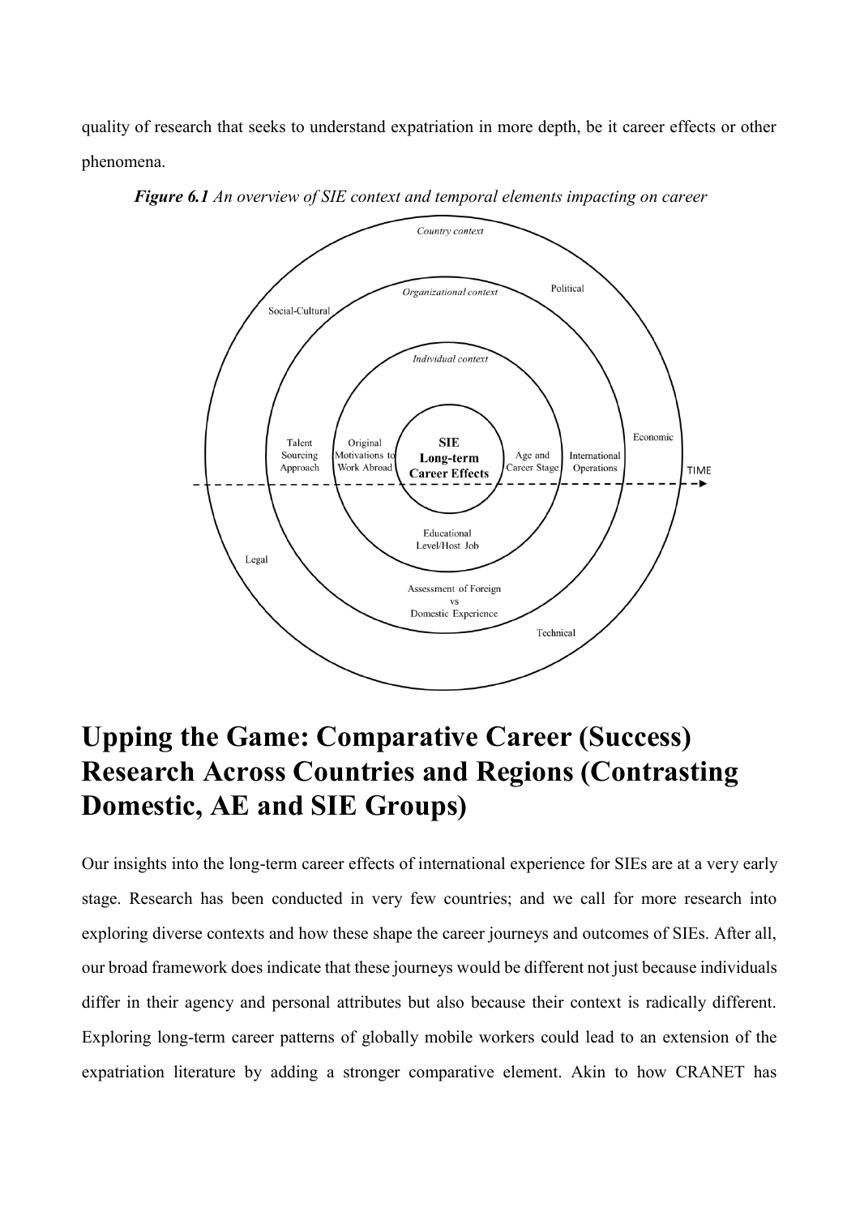quality of research that seeks to understand expatriation in more depth, be it career effects or other phenomena.

***Figure 6.1** An overview of SIE context and temporal elements impacting on career*

# Upping the Game: Comparative Career (Success) Research Across Countries and Regions (Contrasting Domestic, AE and SIE Groups)

Our insights into the long-term career effects of international experience for SIEs are at a very early stage. Research has been conducted in very few countries; and we call for more research into exploring diverse contexts and how these shape the career journeys and outcomes of SIEs. After all, our broad framework does indicate that these journeys would be different not just because individuals differ in their agency and personal attributes but also because their context is radically different. Exploring long-term career patterns of globally mobile workers could lead to an extension of the expatriation literature by adding a stronger comparative element. Akin to how CRANET has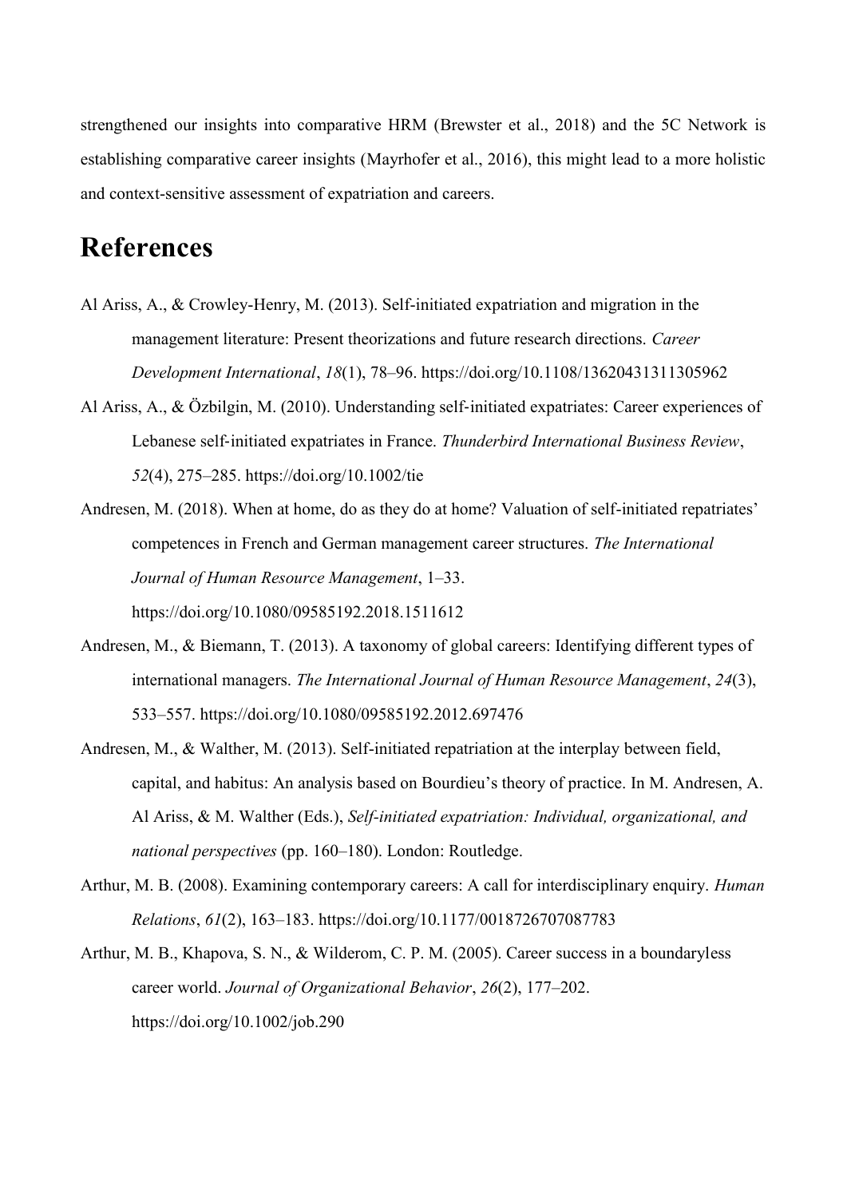strengthened our insights into comparative HRM (Brewster et al., 2018) and the 5C Network is establishing comparative career insights (Mayrhofer et al., 2016), this might lead to a more holistic and context-sensitive assessment of expatriation and careers.

# References

Al Ariss, A., & Crowley-Henry, M. (2013). Self-initiated expatriation and migration in the management literature: Present theorizations and future research directions. *Career Development International*, *18*(1), 78–96. https://doi.org/10.1108/13620431311305962

Al Ariss, A., & Özbilgin, M. (2010). Understanding self-initiated expatriates: Career experiences of Lebanese self-initiated expatriates in France. *Thunderbird International Business Review*, *52*(4), 275–285. https://doi.org/10.1002/tie

Andresen, M. (2018). When at home, do as they do at home? Valuation of self-initiated repatriates' competences in French and German management career structures. *The International Journal of Human Resource Management*, 1–33. https://doi.org/10.1080/09585192.2018.1511612

Andresen, M., & Biemann, T. (2013). A taxonomy of global careers: Identifying different types of international managers. *The International Journal of Human Resource Management*, *24*(3), 533–557. https://doi.org/10.1080/09585192.2012.697476

Andresen, M., & Walther, M. (2013). Self-initiated repatriation at the interplay between field, capital, and habitus: An analysis based on Bourdieu's theory of practice. In M. Andresen, A. Al Ariss, & M. Walther (Eds.), *Self-initiated expatriation: Individual, organizational, and national perspectives* (pp. 160–180). London: Routledge.

Arthur, M. B. (2008). Examining contemporary careers: A call for interdisciplinary enquiry. *Human Relations*, *61*(2), 163–183. https://doi.org/10.1177/0018726707087783

Arthur, M. B., Khapova, S. N., & Wilderom, C. P. M. (2005). Career success in a boundaryless career world. *Journal of Organizational Behavior*, *26*(2), 177–202. https://doi.org/10.1002/job.290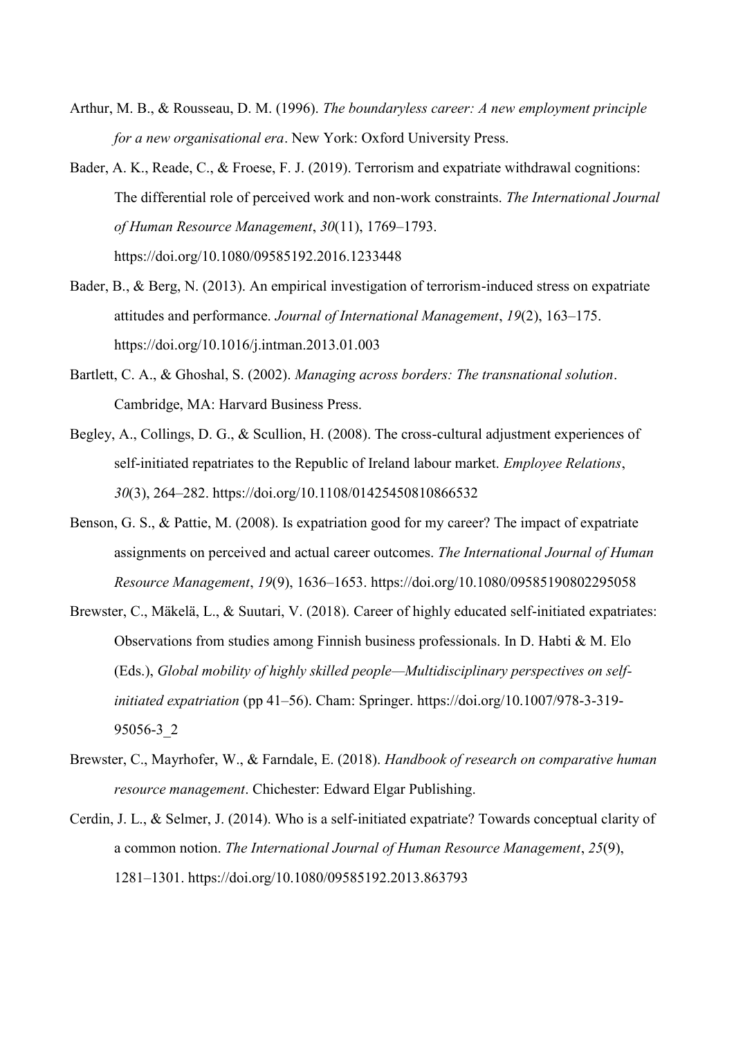Arthur, M. B., & Rousseau, D. M. (1996). *The boundaryless career: A new employment principle for a new organisational era*. New York: Oxford University Press.

Bader, A. K., Reade, C., & Froese, F. J. (2019). Terrorism and expatriate withdrawal cognitions: The differential role of perceived work and non-work constraints. *The International Journal of Human Resource Management*, *30*(11), 1769–1793. https://doi.org/10.1080/09585192.2016.1233448

Bader, B., & Berg, N. (2013). An empirical investigation of terrorism-induced stress on expatriate attitudes and performance. *Journal of International Management*, *19*(2), 163–175. https://doi.org/10.1016/j.intman.2013.01.003

Bartlett, C. A., & Ghoshal, S. (2002). *Managing across borders: The transnational solution*. Cambridge, MA: Harvard Business Press.

Begley, A., Collings, D. G., & Scullion, H. (2008). The cross-cultural adjustment experiences of self-initiated repatriates to the Republic of Ireland labour market. *Employee Relations*, *30*(3), 264–282. https://doi.org/10.1108/01425450810866532

Benson, G. S., & Pattie, M. (2008). Is expatriation good for my career? The impact of expatriate assignments on perceived and actual career outcomes. *The International Journal of Human Resource Management*, *19*(9), 1636–1653. https://doi.org/10.1080/09585190802295058

Brewster, C., Mäkelä, L., & Suutari, V. (2018). Career of highly educated self-initiated expatriates: Observations from studies among Finnish business professionals. In D. Habti & M. Elo (Eds.), *Global mobility of highly skilled people—Multidisciplinary perspectives on self-initiated expatriation* (pp 41–56). Cham: Springer. https://doi.org/10.1007/978-3-319-95056-3_2

Brewster, C., Mayrhofer, W., & Farndale, E. (2018). *Handbook of research on comparative human resource management*. Chichester: Edward Elgar Publishing.

Cerdin, J. L., & Selmer, J. (2014). Who is a self-initiated expatriate? Towards conceptual clarity of a common notion. *The International Journal of Human Resource Management*, *25*(9), 1281–1301. https://doi.org/10.1080/09585192.2013.863793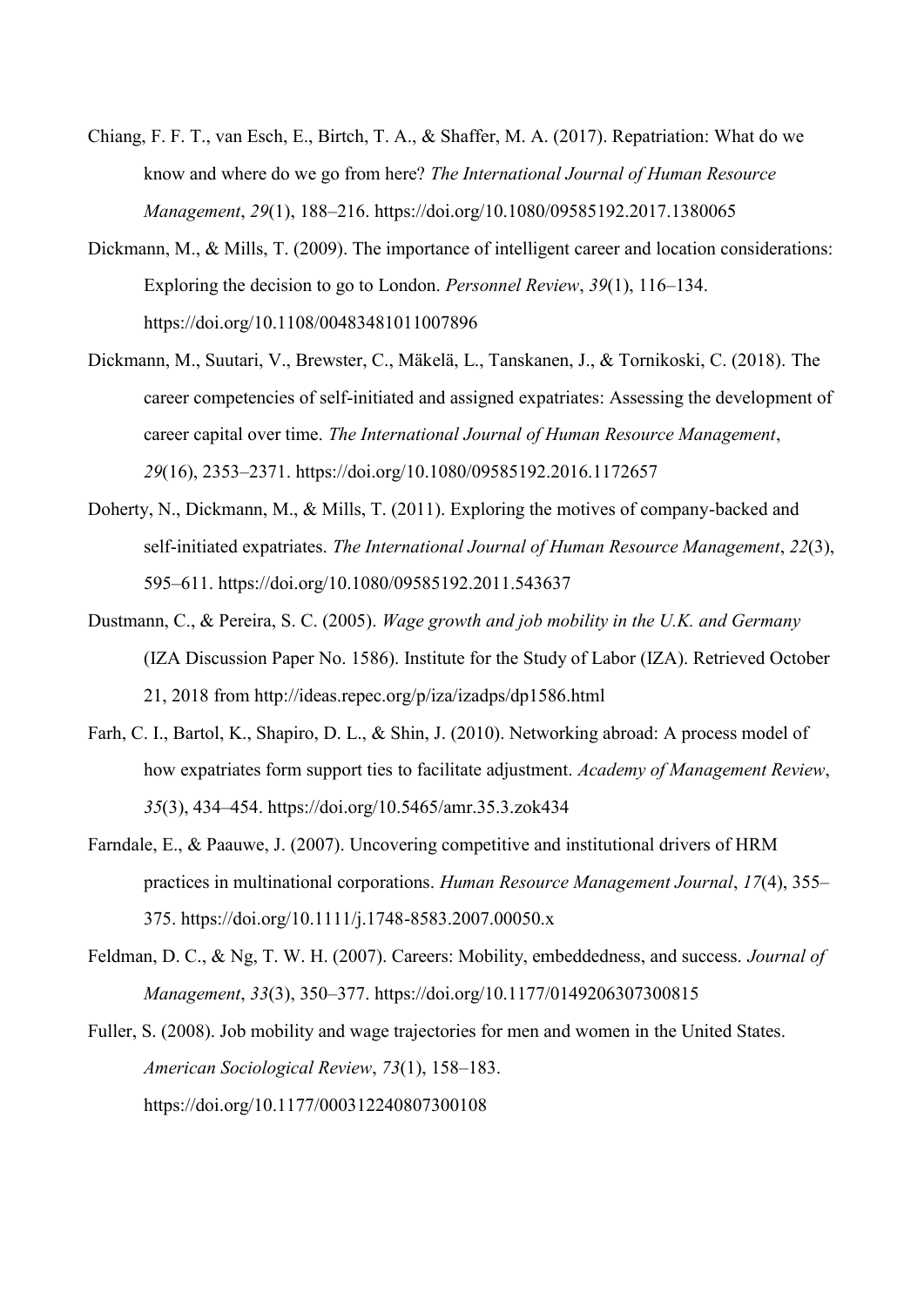Chiang, F. F. T., van Esch, E., Birtch, T. A., & Shaffer, M. A. (2017). Repatriation: What do we know and where do we go from here? *The International Journal of Human Resource Management*, *29*(1), 188–216. https://doi.org/10.1080/09585192.2017.1380065

Dickmann, M., & Mills, T. (2009). The importance of intelligent career and location considerations: Exploring the decision to go to London. *Personnel Review*, *39*(1), 116–134. https://doi.org/10.1108/00483481011007896

Dickmann, M., Suutari, V., Brewster, C., Mäkelä, L., Tanskanen, J., & Tornikoski, C. (2018). The career competencies of self-initiated and assigned expatriates: Assessing the development of career capital over time. *The International Journal of Human Resource Management*, *29*(16), 2353–2371. https://doi.org/10.1080/09585192.2016.1172657

Doherty, N., Dickmann, M., & Mills, T. (2011). Exploring the motives of company-backed and self-initiated expatriates. *The International Journal of Human Resource Management*, *22*(3), 595–611. https://doi.org/10.1080/09585192.2011.543637

Dustmann, C., & Pereira, S. C. (2005). *Wage growth and job mobility in the U.K. and Germany* (IZA Discussion Paper No. 1586). Institute for the Study of Labor (IZA). Retrieved October 21, 2018 from http://ideas.repec.org/p/iza/izadps/dp1586.html

Farh, C. I., Bartol, K., Shapiro, D. L., & Shin, J. (2010). Networking abroad: A process model of how expatriates form support ties to facilitate adjustment. *Academy of Management Review*, *35*(3), 434–454. https://doi.org/10.5465/amr.35.3.zok434

Farndale, E., & Paauwe, J. (2007). Uncovering competitive and institutional drivers of HRM practices in multinational corporations. *Human Resource Management Journal*, *17*(4), 355–375. https://doi.org/10.1111/j.1748-8583.2007.00050.x

Feldman, D. C., & Ng, T. W. H. (2007). Careers: Mobility, embeddedness, and success. *Journal of Management*, *33*(3), 350–377. https://doi.org/10.1177/0149206307300815

Fuller, S. (2008). Job mobility and wage trajectories for men and women in the United States. *American Sociological Review*, *73*(1), 158–183. https://doi.org/10.1177/000312240807300108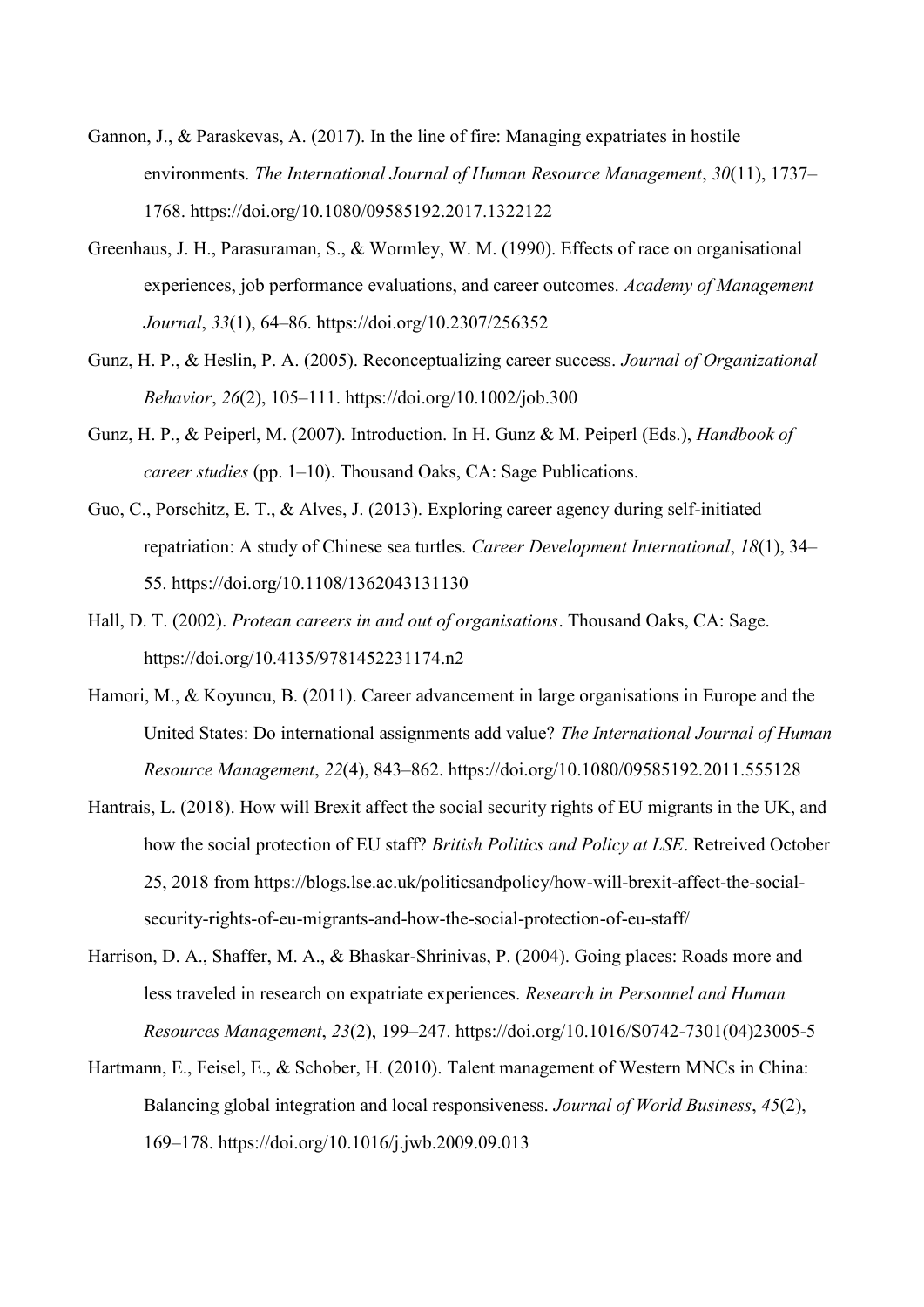Gannon, J., & Paraskevas, A. (2017). In the line of fire: Managing expatriates in hostile environments. *The International Journal of Human Resource Management*, *30*(11), 1737–1768. https://doi.org/10.1080/09585192.2017.1322122

Greenhaus, J. H., Parasuraman, S., & Wormley, W. M. (1990). Effects of race on organisational experiences, job performance evaluations, and career outcomes. *Academy of Management Journal*, *33*(1), 64–86. https://doi.org/10.2307/256352

Gunz, H. P., & Heslin, P. A. (2005). Reconceptualizing career success. *Journal of Organizational Behavior*, *26*(2), 105–111. https://doi.org/10.1002/job.300

Gunz, H. P., & Peiperl, M. (2007). Introduction. In H. Gunz & M. Peiperl (Eds.), *Handbook of career studies* (pp. 1–10). Thousand Oaks, CA: Sage Publications.

Guo, C., Porschitz, E. T., & Alves, J. (2013). Exploring career agency during self-initiated repatriation: A study of Chinese sea turtles. *Career Development International*, *18*(1), 34–55. https://doi.org/10.1108/1362043131130

Hall, D. T. (2002). *Protean careers in and out of organisations*. Thousand Oaks, CA: Sage. https://doi.org/10.4135/9781452231174.n2

Hamori, M., & Koyuncu, B. (2011). Career advancement in large organisations in Europe and the United States: Do international assignments add value? *The International Journal of Human Resource Management*, *22*(4), 843–862. https://doi.org/10.1080/09585192.2011.555128

Hantrais, L. (2018). How will Brexit affect the social security rights of EU migrants in the UK, and how the social protection of EU staff? *British Politics and Policy at LSE*. Retreived October 25, 2018 from https://blogs.lse.ac.uk/politicsandpolicy/how-will-brexit-affect-the-social-security-rights-of-eu-migrants-and-how-the-social-protection-of-eu-staff/

Harrison, D. A., Shaffer, M. A., & Bhaskar-Shrinivas, P. (2004). Going places: Roads more and less traveled in research on expatriate experiences. *Research in Personnel and Human Resources Management*, *23*(2), 199–247. https://doi.org/10.1016/S0742-7301(04)23005-5

Hartmann, E., Feisel, E., & Schober, H. (2010). Talent management of Western MNCs in China: Balancing global integration and local responsiveness. *Journal of World Business*, *45*(2), 169–178. https://doi.org/10.1016/j.jwb.2009.09.013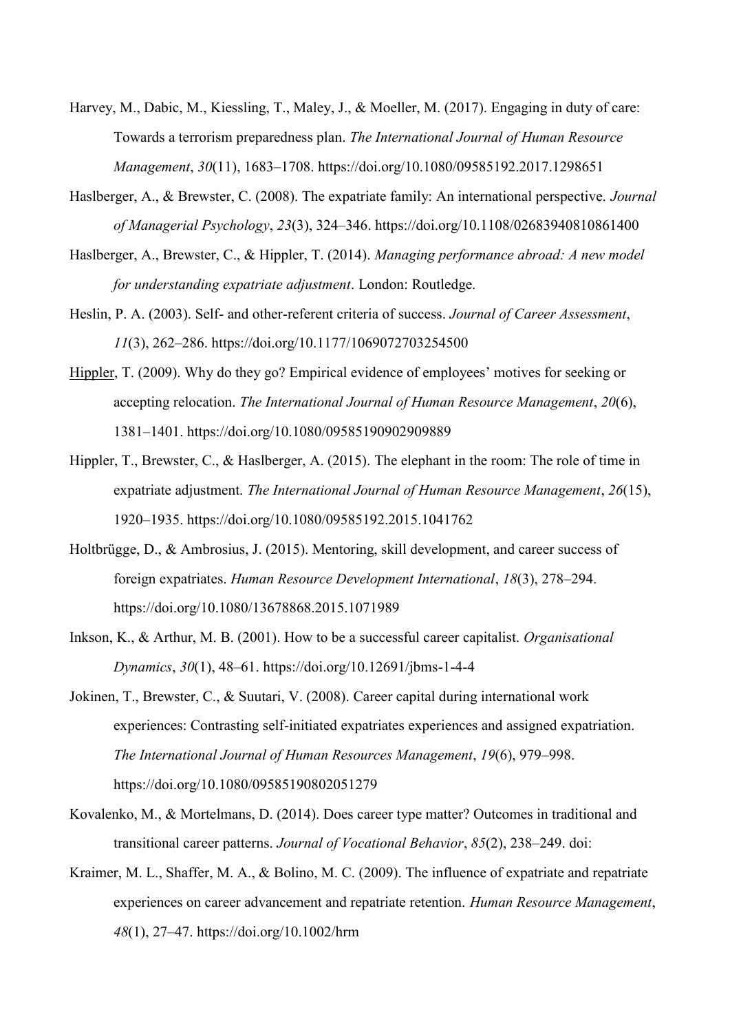Harvey, M., Dabic, M., Kiessling, T., Maley, J., & Moeller, M. (2017). Engaging in duty of care: Towards a terrorism preparedness plan. *The International Journal of Human Resource Management*, *30*(11), 1683–1708. https://doi.org/10.1080/09585192.2017.1298651

Haslberger, A., & Brewster, C. (2008). The expatriate family: An international perspective. *Journal of Managerial Psychology*, *23*(3), 324–346. https://doi.org/10.1108/02683940810861400

Haslberger, A., Brewster, C., & Hippler, T. (2014). *Managing performance abroad: A new model for understanding expatriate adjustment*. London: Routledge.

Heslin, P. A. (2003). Self- and other-referent criteria of success. *Journal of Career Assessment*, *11*(3), 262–286. https://doi.org/10.1177/1069072703254500

Hippler, T. (2009). Why do they go? Empirical evidence of employees' motives for seeking or accepting relocation. *The International Journal of Human Resource Management*, *20*(6), 1381–1401. https://doi.org/10.1080/09585190902909889

Hippler, T., Brewster, C., & Haslberger, A. (2015). The elephant in the room: The role of time in expatriate adjustment. *The International Journal of Human Resource Management*, *26*(15), 1920–1935. https://doi.org/10.1080/09585192.2015.1041762

Holtbrügge, D., & Ambrosius, J. (2015). Mentoring, skill development, and career success of foreign expatriates. *Human Resource Development International*, *18*(3), 278–294. https://doi.org/10.1080/13678868.2015.1071989

Inkson, K., & Arthur, M. B. (2001). How to be a successful career capitalist. *Organisational Dynamics*, *30*(1), 48–61. https://doi.org/10.12691/jbms-1-4-4

Jokinen, T., Brewster, C., & Suutari, V. (2008). Career capital during international work experiences: Contrasting self-initiated expatriates experiences and assigned expatriation. *The International Journal of Human Resources Management*, *19*(6), 979–998. https://doi.org/10.1080/09585190802051279

Kovalenko, M., & Mortelmans, D. (2014). Does career type matter? Outcomes in traditional and transitional career patterns. *Journal of Vocational Behavior*, *85*(2), 238–249. doi:

Kraimer, M. L., Shaffer, M. A., & Bolino, M. C. (2009). The influence of expatriate and repatriate experiences on career advancement and repatriate retention. *Human Resource Management*, *48*(1), 27–47. https://doi.org/10.1002/hrm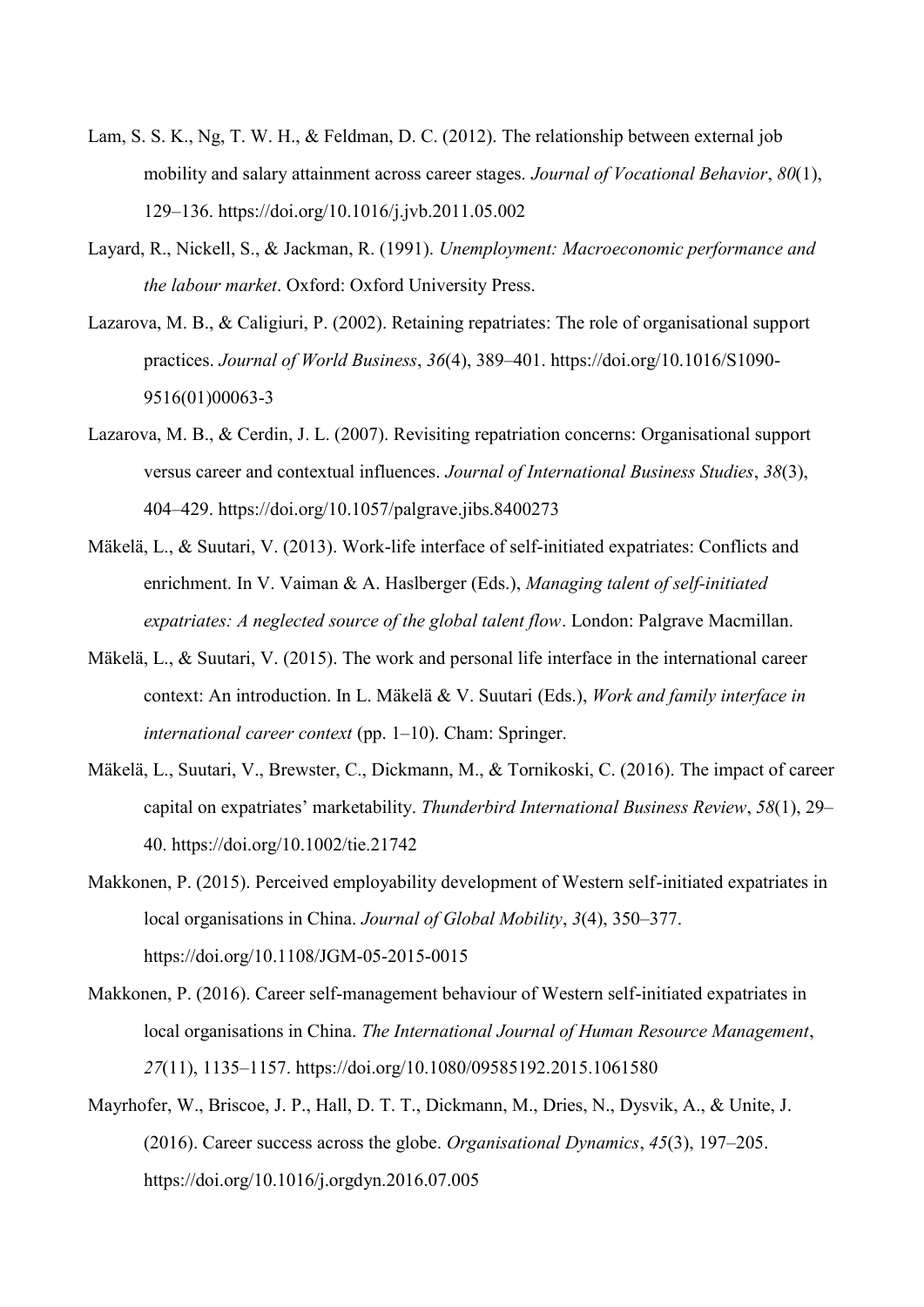Lam, S. S. K., Ng, T. W. H., & Feldman, D. C. (2012). The relationship between external job mobility and salary attainment across career stages. *Journal of Vocational Behavior*, *80*(1), 129–136. https://doi.org/10.1016/j.jvb.2011.05.002

Layard, R., Nickell, S., & Jackman, R. (1991). *Unemployment: Macroeconomic performance and the labour market*. Oxford: Oxford University Press.

Lazarova, M. B., & Caligiuri, P. (2002). Retaining repatriates: The role of organisational support practices. *Journal of World Business*, *36*(4), 389–401. https://doi.org/10.1016/S1090-9516(01)00063-3

Lazarova, M. B., & Cerdin, J. L. (2007). Revisiting repatriation concerns: Organisational support versus career and contextual influences. *Journal of International Business Studies*, *38*(3), 404–429. https://doi.org/10.1057/palgrave.jibs.8400273

Mäkelä, L., & Suutari, V. (2013). Work-life interface of self-initiated expatriates: Conflicts and enrichment. In V. Vaiman & A. Haslberger (Eds.), *Managing talent of self-initiated expatriates: A neglected source of the global talent flow*. London: Palgrave Macmillan.

Mäkelä, L., & Suutari, V. (2015). The work and personal life interface in the international career context: An introduction. In L. Mäkelä & V. Suutari (Eds.), *Work and family interface in international career context* (pp. 1–10). Cham: Springer.

Mäkelä, L., Suutari, V., Brewster, C., Dickmann, M., & Tornikoski, C. (2016). The impact of career capital on expatriates' marketability. *Thunderbird International Business Review*, *58*(1), 29–40. https://doi.org/10.1002/tie.21742

Makkonen, P. (2015). Perceived employability development of Western self-initiated expatriates in local organisations in China. *Journal of Global Mobility*, *3*(4), 350–377. https://doi.org/10.1108/JGM-05-2015-0015

Makkonen, P. (2016). Career self-management behaviour of Western self-initiated expatriates in local organisations in China. *The International Journal of Human Resource Management*, *27*(11), 1135–1157. https://doi.org/10.1080/09585192.2015.1061580

Mayrhofer, W., Briscoe, J. P., Hall, D. T. T., Dickmann, M., Dries, N., Dysvik, A., & Unite, J. (2016). Career success across the globe. *Organisational Dynamics*, *45*(3), 197–205. https://doi.org/10.1016/j.orgdyn.2016.07.005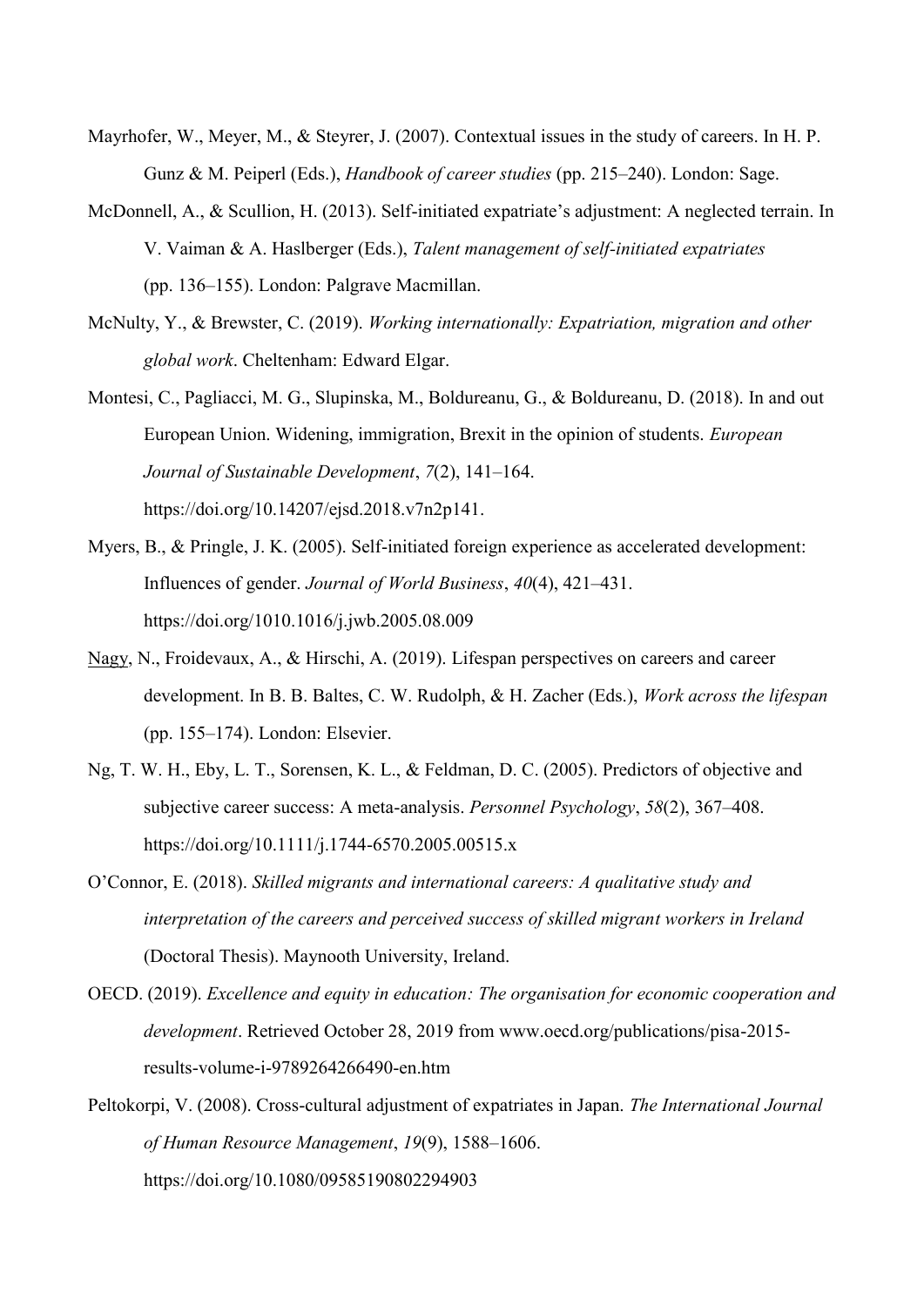Mayrhofer, W., Meyer, M., & Steyrer, J. (2007). Contextual issues in the study of careers. In H. P. Gunz & M. Peiperl (Eds.), *Handbook of career studies* (pp. 215–240). London: Sage.

McDonnell, A., & Scullion, H. (2013). Self-initiated expatriate's adjustment: A neglected terrain. In V. Vaiman & A. Haslberger (Eds.), *Talent management of self-initiated expatriates* (pp. 136–155). London: Palgrave Macmillan.

McNulty, Y., & Brewster, C. (2019). *Working internationally: Expatriation, migration and other global work*. Cheltenham: Edward Elgar.

Montesi, C., Pagliacci, M. G., Slupinska, M., Boldureanu, G., & Boldureanu, D. (2018). In and out European Union. Widening, immigration, Brexit in the opinion of students. *European Journal of Sustainable Development*, *7*(2), 141–164. https://doi.org/10.14207/ejsd.2018.v7n2p141.

Myers, B., & Pringle, J. K. (2005). Self-initiated foreign experience as accelerated development: Influences of gender. *Journal of World Business*, *40*(4), 421–431. https://doi.org/1010.1016/j.jwb.2005.08.009

Nagy, N., Froidevaux, A., & Hirschi, A. (2019). Lifespan perspectives on careers and career development. In B. B. Baltes, C. W. Rudolph, & H. Zacher (Eds.), *Work across the lifespan* (pp. 155–174). London: Elsevier.

Ng, T. W. H., Eby, L. T., Sorensen, K. L., & Feldman, D. C. (2005). Predictors of objective and subjective career success: A meta-analysis. *Personnel Psychology*, *58*(2), 367–408. https://doi.org/10.1111/j.1744-6570.2005.00515.x

O'Connor, E. (2018). *Skilled migrants and international careers: A qualitative study and interpretation of the careers and perceived success of skilled migrant workers in Ireland* (Doctoral Thesis). Maynooth University, Ireland.

OECD. (2019). *Excellence and equity in education: The organisation for economic cooperation and development*. Retrieved October 28, 2019 from www.oecd.org/publications/pisa-2015-results-volume-i-9789264266490-en.htm

Peltokorpi, V. (2008). Cross-cultural adjustment of expatriates in Japan. *The International Journal of Human Resource Management*, *19*(9), 1588–1606. https://doi.org/10.1080/09585190802294903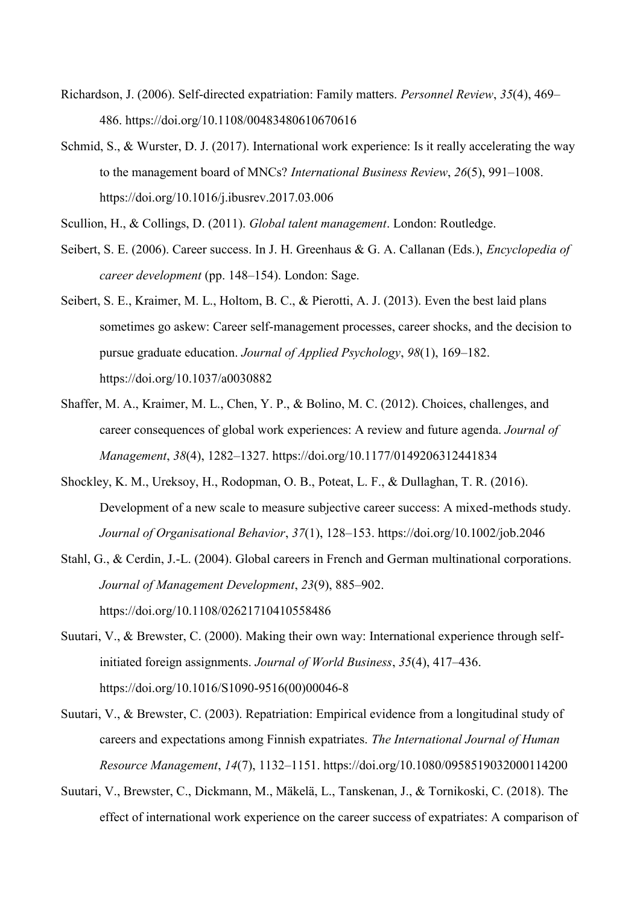Richardson, J. (2006). Self-directed expatriation: Family matters. *Personnel Review*, *35*(4), 469–486. https://doi.org/10.1108/00483480610670616

Schmid, S., & Wurster, D. J. (2017). International work experience: Is it really accelerating the way to the management board of MNCs? *International Business Review*, *26*(5), 991–1008. https://doi.org/10.1016/j.ibusrev.2017.03.006

Scullion, H., & Collings, D. (2011). *Global talent management*. London: Routledge.

Seibert, S. E. (2006). Career success. In J. H. Greenhaus & G. A. Callanan (Eds.), *Encyclopedia of career development* (pp. 148–154). London: Sage.

Seibert, S. E., Kraimer, M. L., Holtom, B. C., & Pierotti, A. J. (2013). Even the best laid plans sometimes go askew: Career self-management processes, career shocks, and the decision to pursue graduate education. *Journal of Applied Psychology*, *98*(1), 169–182. https://doi.org/10.1037/a0030882

Shaffer, M. A., Kraimer, M. L., Chen, Y. P., & Bolino, M. C. (2012). Choices, challenges, and career consequences of global work experiences: A review and future agenda. *Journal of Management*, *38*(4), 1282–1327. https://doi.org/10.1177/0149206312441834

Shockley, K. M., Ureksoy, H., Rodopman, O. B., Poteat, L. F., & Dullaghan, T. R. (2016). Development of a new scale to measure subjective career success: A mixed-methods study. *Journal of Organisational Behavior*, *37*(1), 128–153. https://doi.org/10.1002/job.2046

Stahl, G., & Cerdin, J.-L. (2004). Global careers in French and German multinational corporations. *Journal of Management Development*, *23*(9), 885–902. https://doi.org/10.1108/02621710410558486

Suutari, V., & Brewster, C. (2000). Making their own way: International experience through self-initiated foreign assignments. *Journal of World Business*, *35*(4), 417–436. https://doi.org/10.1016/S1090-9516(00)00046-8

Suutari, V., & Brewster, C. (2003). Repatriation: Empirical evidence from a longitudinal study of careers and expectations among Finnish expatriates. *The International Journal of Human Resource Management*, *14*(7), 1132–1151. https://doi.org/10.1080/0958519032000114200

Suutari, V., Brewster, C., Dickmann, M., Mäkelä, L., Tanskenan, J., & Tornikoski, C. (2018). The effect of international work experience on the career success of expatriates: A comparison of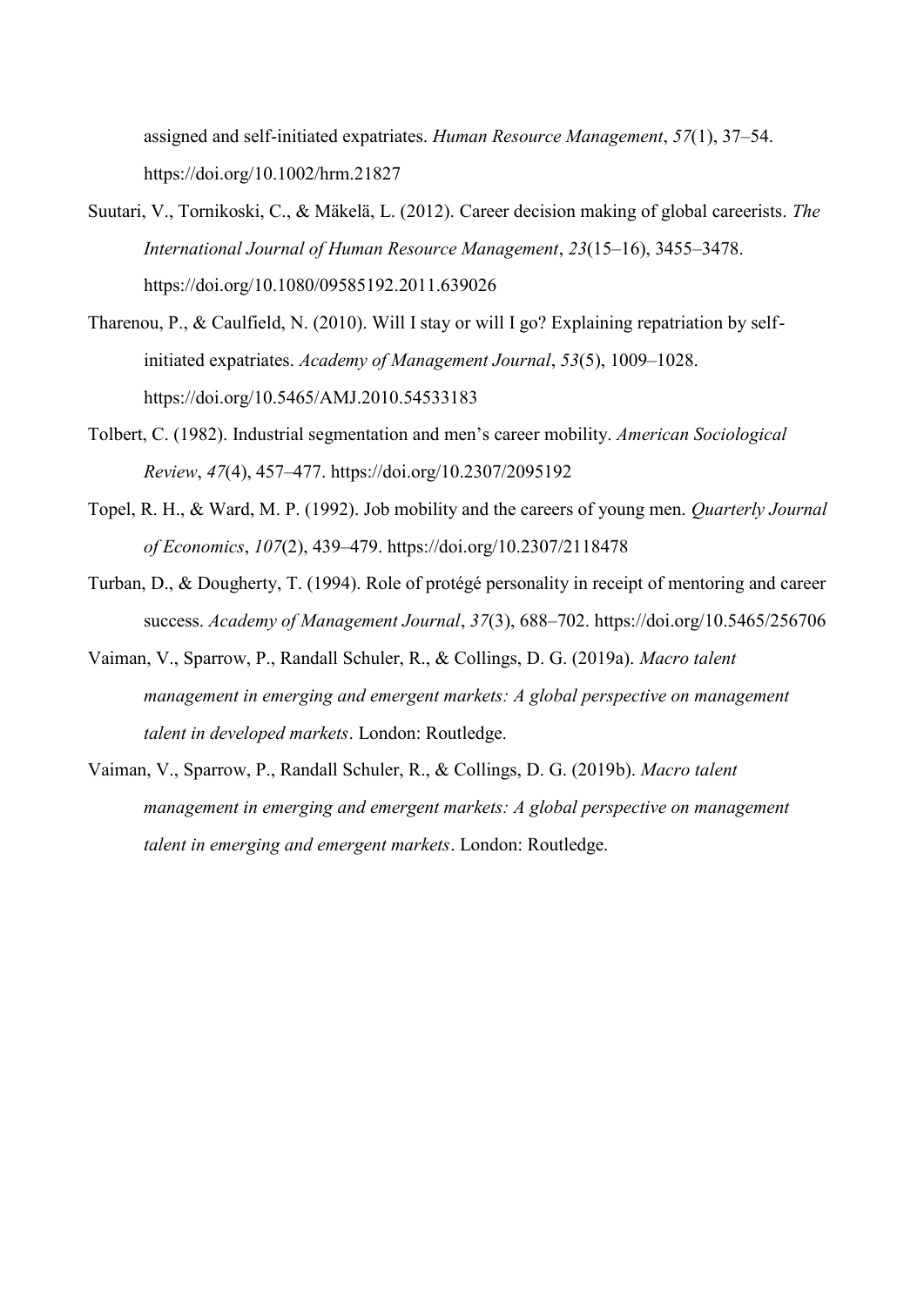assigned and self-initiated expatriates. *Human Resource Management*, *57*(1), 37–54. https://doi.org/10.1002/hrm.21827

Suutari, V., Tornikoski, C., & Mäkelä, L. (2012). Career decision making of global careerists. *The International Journal of Human Resource Management*, *23*(15–16), 3455–3478. https://doi.org/10.1080/09585192.2011.639026

Tharenou, P., & Caulfield, N. (2010). Will I stay or will I go? Explaining repatriation by self-initiated expatriates. *Academy of Management Journal*, *53*(5), 1009–1028. https://doi.org/10.5465/AMJ.2010.54533183

Tolbert, C. (1982). Industrial segmentation and men's career mobility. *American Sociological Review*, *47*(4), 457–477. https://doi.org/10.2307/2095192

Topel, R. H., & Ward, M. P. (1992). Job mobility and the careers of young men. *Quarterly Journal of Economics*, *107*(2), 439–479. https://doi.org/10.2307/2118478

Turban, D., & Dougherty, T. (1994). Role of protégé personality in receipt of mentoring and career success. *Academy of Management Journal*, *37*(3), 688–702. https://doi.org/10.5465/256706

Vaiman, V., Sparrow, P., Randall Schuler, R., & Collings, D. G. (2019a). *Macro talent management in emerging and emergent markets: A global perspective on management talent in developed markets*. London: Routledge.

Vaiman, V., Sparrow, P., Randall Schuler, R., & Collings, D. G. (2019b). *Macro talent management in emerging and emergent markets: A global perspective on management talent in emerging and emergent markets*. London: Routledge.